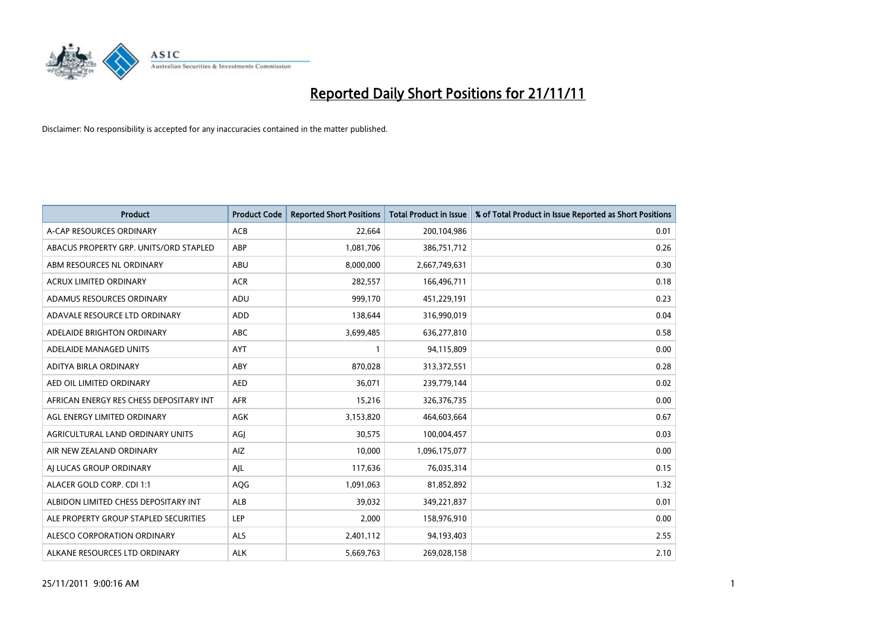# Reported Daily Short Positions for 21/11/11

Disclaimer: No responsibility is accepted for any inaccuracies contained in the matter published.

| Product | Product Code | Reported Short Positions | Total Product in Issue | % of Total Product in Issue Reported as Short Positions |
|---|---|---|---|---|
| A-CAP RESOURCES ORDINARY | ACB | 22,664 | 200,104,986 | 0.01 |
| ABACUS PROPERTY GRP. UNITS/ORD STAPLED | ABP | 1,081,706 | 386,751,712 | 0.26 |
| ABM RESOURCES NL ORDINARY | ABU | 8,000,000 | 2,667,749,631 | 0.30 |
| ACRUX LIMITED ORDINARY | ACR | 282,557 | 166,496,711 | 0.18 |
| ADAMUS RESOURCES ORDINARY | ADU | 999,170 | 451,229,191 | 0.23 |
| ADAVALE RESOURCE LTD ORDINARY | ADD | 138,644 | 316,990,019 | 0.04 |
| ADELAIDE BRIGHTON ORDINARY | ABC | 3,699,485 | 636,277,810 | 0.58 |
| ADELAIDE MANAGED UNITS | AYT | 1 | 94,115,809 | 0.00 |
| ADITYA BIRLA ORDINARY | ABY | 870,028 | 313,372,551 | 0.28 |
| AED OIL LIMITED ORDINARY | AED | 36,071 | 239,779,144 | 0.02 |
| AFRICAN ENERGY RES CHESS DEPOSITARY INT | AFR | 15,216 | 326,376,735 | 0.00 |
| AGL ENERGY LIMITED ORDINARY | AGK | 3,153,820 | 464,603,664 | 0.67 |
| AGRICULTURAL LAND ORDINARY UNITS | AGJ | 30,575 | 100,004,457 | 0.03 |
| AIR NEW ZEALAND ORDINARY | AIZ | 10,000 | 1,096,175,077 | 0.00 |
| AJ LUCAS GROUP ORDINARY | AJL | 117,636 | 76,035,314 | 0.15 |
| ALACER GOLD CORP. CDI 1:1 | AQG | 1,091,063 | 81,852,892 | 1.32 |
| ALBIDON LIMITED CHESS DEPOSITARY INT | ALB | 39,032 | 349,221,837 | 0.01 |
| ALE PROPERTY GROUP STAPLED SECURITIES | LEP | 2,000 | 158,976,910 | 0.00 |
| ALESCO CORPORATION ORDINARY | ALS | 2,401,112 | 94,193,403 | 2.55 |
| ALKANE RESOURCES LTD ORDINARY | ALK | 5,669,763 | 269,028,158 | 2.10 |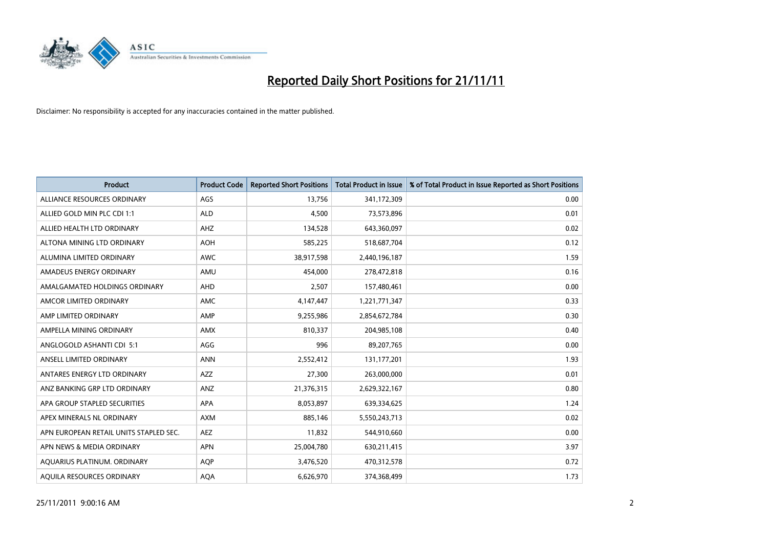# Reported Daily Short Positions for 21/11/11

Disclaimer: No responsibility is accepted for any inaccuracies contained in the matter published.

| Product | Product Code | Reported Short Positions | Total Product in Issue | % of Total Product in Issue Reported as Short Positions |
|---|---|---|---|---|
| ALLIANCE RESOURCES ORDINARY | AGS | 13,756 | 341,172,309 | 0.00 |
| ALLIED GOLD MIN PLC CDI 1:1 | ALD | 4,500 | 73,573,896 | 0.01 |
| ALLIED HEALTH LTD ORDINARY | AHZ | 134,528 | 643,360,097 | 0.02 |
| ALTONA MINING LTD ORDINARY | AOH | 585,225 | 518,687,704 | 0.12 |
| ALUMINA LIMITED ORDINARY | AWC | 38,917,598 | 2,440,196,187 | 1.59 |
| AMADEUS ENERGY ORDINARY | AMU | 454,000 | 278,472,818 | 0.16 |
| AMALGAMATED HOLDINGS ORDINARY | AHD | 2,507 | 157,480,461 | 0.00 |
| AMCOR LIMITED ORDINARY | AMC | 4,147,447 | 1,221,771,347 | 0.33 |
| AMP LIMITED ORDINARY | AMP | 9,255,986 | 2,854,672,784 | 0.30 |
| AMPELLA MINING ORDINARY | AMX | 810,337 | 204,985,108 | 0.40 |
| ANGLOGOLD ASHANTI CDI 5:1 | AGG | 996 | 89,207,765 | 0.00 |
| ANSELL LIMITED ORDINARY | ANN | 2,552,412 | 131,177,201 | 1.93 |
| ANTARES ENERGY LTD ORDINARY | AZZ | 27,300 | 263,000,000 | 0.01 |
| ANZ BANKING GRP LTD ORDINARY | ANZ | 21,376,315 | 2,629,322,167 | 0.80 |
| APA GROUP STAPLED SECURITIES | APA | 8,053,897 | 639,334,625 | 1.24 |
| APEX MINERALS NL ORDINARY | AXM | 885,146 | 5,550,243,713 | 0.02 |
| APN EUROPEAN RETAIL UNITS STAPLED SEC. | AEZ | 11,832 | 544,910,660 | 0.00 |
| APN NEWS & MEDIA ORDINARY | APN | 25,004,780 | 630,211,415 | 3.97 |
| AQUARIUS PLATINUM. ORDINARY | AQP | 3,476,520 | 470,312,578 | 0.72 |
| AQUILA RESOURCES ORDINARY | AQA | 6,626,970 | 374,368,499 | 1.73 |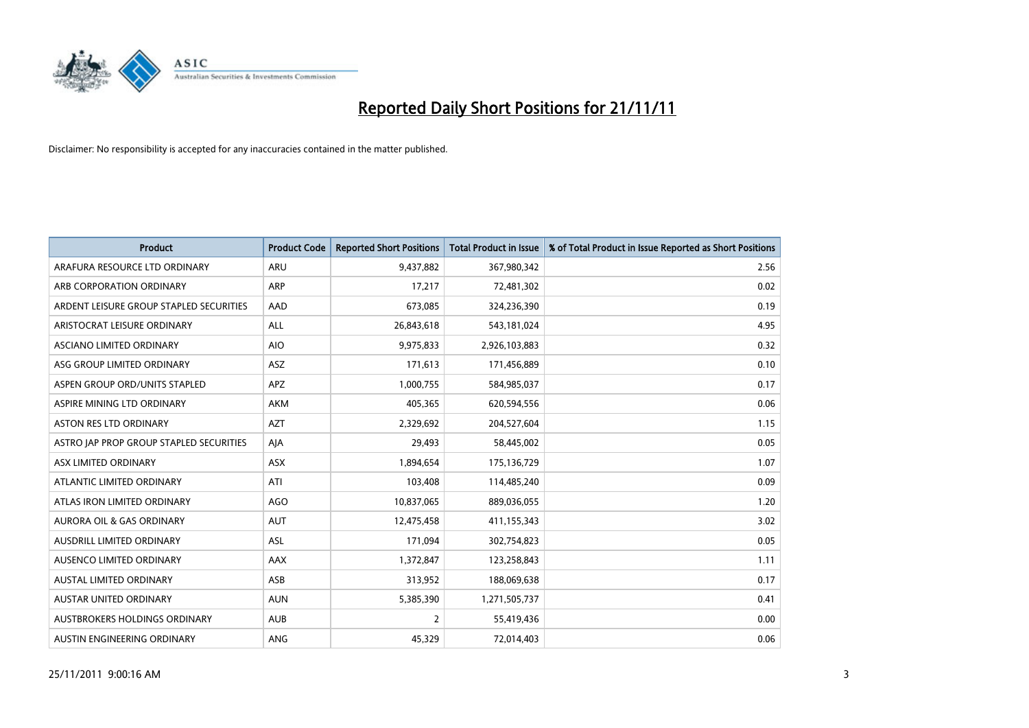# Reported Daily Short Positions for 21/11/11

Disclaimer: No responsibility is accepted for any inaccuracies contained in the matter published.

| Product | Product Code | Reported Short Positions | Total Product in Issue | % of Total Product in Issue Reported as Short Positions |
|---|---|---|---|---|
| ARAFURA RESOURCE LTD ORDINARY | ARU | 9,437,882 | 367,980,342 | 2.56 |
| ARB CORPORATION ORDINARY | ARP | 17,217 | 72,481,302 | 0.02 |
| ARDENT LEISURE GROUP STAPLED SECURITIES | AAD | 673,085 | 324,236,390 | 0.19 |
| ARISTOCRAT LEISURE ORDINARY | ALL | 26,843,618 | 543,181,024 | 4.95 |
| ASCIANO LIMITED ORDINARY | AIO | 9,975,833 | 2,926,103,883 | 0.32 |
| ASG GROUP LIMITED ORDINARY | ASZ | 171,613 | 171,456,889 | 0.10 |
| ASPEN GROUP ORD/UNITS STAPLED | APZ | 1,000,755 | 584,985,037 | 0.17 |
| ASPIRE MINING LTD ORDINARY | AKM | 405,365 | 620,594,556 | 0.06 |
| ASTON RES LTD ORDINARY | AZT | 2,329,692 | 204,527,604 | 1.15 |
| ASTRO JAP PROP GROUP STAPLED SECURITIES | AJA | 29,493 | 58,445,002 | 0.05 |
| ASX LIMITED ORDINARY | ASX | 1,894,654 | 175,136,729 | 1.07 |
| ATLANTIC LIMITED ORDINARY | ATI | 103,408 | 114,485,240 | 0.09 |
| ATLAS IRON LIMITED ORDINARY | AGO | 10,837,065 | 889,036,055 | 1.20 |
| AURORA OIL & GAS ORDINARY | AUT | 12,475,458 | 411,155,343 | 3.02 |
| AUSDRILL LIMITED ORDINARY | ASL | 171,094 | 302,754,823 | 0.05 |
| AUSENCO LIMITED ORDINARY | AAX | 1,372,847 | 123,258,843 | 1.11 |
| AUSTAL LIMITED ORDINARY | ASB | 313,952 | 188,069,638 | 0.17 |
| AUSTAR UNITED ORDINARY | AUN | 5,385,390 | 1,271,505,737 | 0.41 |
| AUSTBROKERS HOLDINGS ORDINARY | AUB | 2 | 55,419,436 | 0.00 |
| AUSTIN ENGINEERING ORDINARY | ANG | 45,329 | 72,014,403 | 0.06 |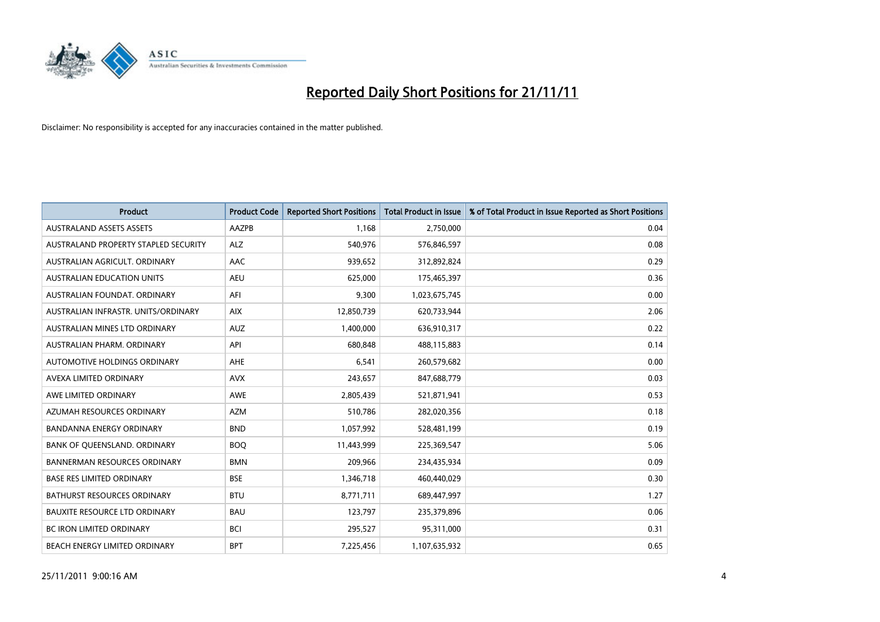# Reported Daily Short Positions for 21/11/11

Disclaimer: No responsibility is accepted for any inaccuracies contained in the matter published.

| Product | Product Code | Reported Short Positions | Total Product in Issue | % of Total Product in Issue Reported as Short Positions |
|---|---|---|---|---|
| AUSTRALAND ASSETS ASSETS | AAZPB | 1,168 | 2,750,000 | 0.04 |
| AUSTRALAND PROPERTY STAPLED SECURITY | ALZ | 540,976 | 576,846,597 | 0.08 |
| AUSTRALIAN AGRICULT. ORDINARY | AAC | 939,652 | 312,892,824 | 0.29 |
| AUSTRALIAN EDUCATION UNITS | AEU | 625,000 | 175,465,397 | 0.36 |
| AUSTRALIAN FOUNDAT. ORDINARY | AFI | 9,300 | 1,023,675,745 | 0.00 |
| AUSTRALIAN INFRASTR. UNITS/ORDINARY | AIX | 12,850,739 | 620,733,944 | 2.06 |
| AUSTRALIAN MINES LTD ORDINARY | AUZ | 1,400,000 | 636,910,317 | 0.22 |
| AUSTRALIAN PHARM. ORDINARY | API | 680,848 | 488,115,883 | 0.14 |
| AUTOMOTIVE HOLDINGS ORDINARY | AHE | 6,541 | 260,579,682 | 0.00 |
| AVEXA LIMITED ORDINARY | AVX | 243,657 | 847,688,779 | 0.03 |
| AWE LIMITED ORDINARY | AWE | 2,805,439 | 521,871,941 | 0.53 |
| AZUMAH RESOURCES ORDINARY | AZM | 510,786 | 282,020,356 | 0.18 |
| BANDANNA ENERGY ORDINARY | BND | 1,057,992 | 528,481,199 | 0.19 |
| BANK OF QUEENSLAND. ORDINARY | BOQ | 11,443,999 | 225,369,547 | 5.06 |
| BANNERMAN RESOURCES ORDINARY | BMN | 209,966 | 234,435,934 | 0.09 |
| BASE RES LIMITED ORDINARY | BSE | 1,346,718 | 460,440,029 | 0.30 |
| BATHURST RESOURCES ORDINARY | BTU | 8,771,711 | 689,447,997 | 1.27 |
| BAUXITE RESOURCE LTD ORDINARY | BAU | 123,797 | 235,379,896 | 0.06 |
| BC IRON LIMITED ORDINARY | BCI | 295,527 | 95,311,000 | 0.31 |
| BEACH ENERGY LIMITED ORDINARY | BPT | 7,225,456 | 1,107,635,932 | 0.65 |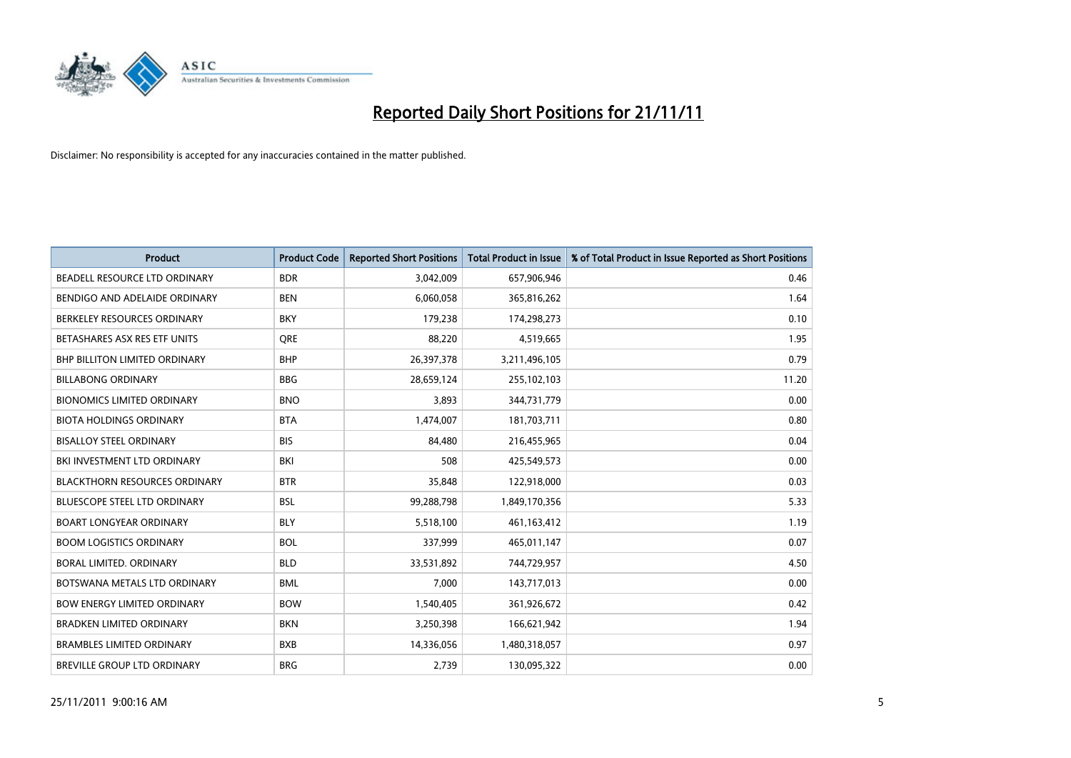# Reported Daily Short Positions for 21/11/11

Disclaimer: No responsibility is accepted for any inaccuracies contained in the matter published.

| Product | Product Code | Reported Short Positions | Total Product in Issue | % of Total Product in Issue Reported as Short Positions |
|---|---|---|---|---|
| BEADELL RESOURCE LTD ORDINARY | BDR | 3,042,009 | 657,906,946 | 0.46 |
| BENDIGO AND ADELAIDE ORDINARY | BEN | 6,060,058 | 365,816,262 | 1.64 |
| BERKELEY RESOURCES ORDINARY | BKY | 179,238 | 174,298,273 | 0.10 |
| BETASHARES ASX RES ETF UNITS | QRE | 88,220 | 4,519,665 | 1.95 |
| BHP BILLITON LIMITED ORDINARY | BHP | 26,397,378 | 3,211,496,105 | 0.79 |
| BILLABONG ORDINARY | BBG | 28,659,124 | 255,102,103 | 11.20 |
| BIONOMICS LIMITED ORDINARY | BNO | 3,893 | 344,731,779 | 0.00 |
| BIOTA HOLDINGS ORDINARY | BTA | 1,474,007 | 181,703,711 | 0.80 |
| BISALLOY STEEL ORDINARY | BIS | 84,480 | 216,455,965 | 0.04 |
| BKI INVESTMENT LTD ORDINARY | BKI | 508 | 425,549,573 | 0.00 |
| BLACKTHORN RESOURCES ORDINARY | BTR | 35,848 | 122,918,000 | 0.03 |
| BLUESCOPE STEEL LTD ORDINARY | BSL | 99,288,798 | 1,849,170,356 | 5.33 |
| BOART LONGYEAR ORDINARY | BLY | 5,518,100 | 461,163,412 | 1.19 |
| BOOM LOGISTICS ORDINARY | BOL | 337,999 | 465,011,147 | 0.07 |
| BORAL LIMITED. ORDINARY | BLD | 33,531,892 | 744,729,957 | 4.50 |
| BOTSWANA METALS LTD ORDINARY | BML | 7,000 | 143,717,013 | 0.00 |
| BOW ENERGY LIMITED ORDINARY | BOW | 1,540,405 | 361,926,672 | 0.42 |
| BRADKEN LIMITED ORDINARY | BKN | 3,250,398 | 166,621,942 | 1.94 |
| BRAMBLES LIMITED ORDINARY | BXB | 14,336,056 | 1,480,318,057 | 0.97 |
| BREVILLE GROUP LTD ORDINARY | BRG | 2,739 | 130,095,322 | 0.00 |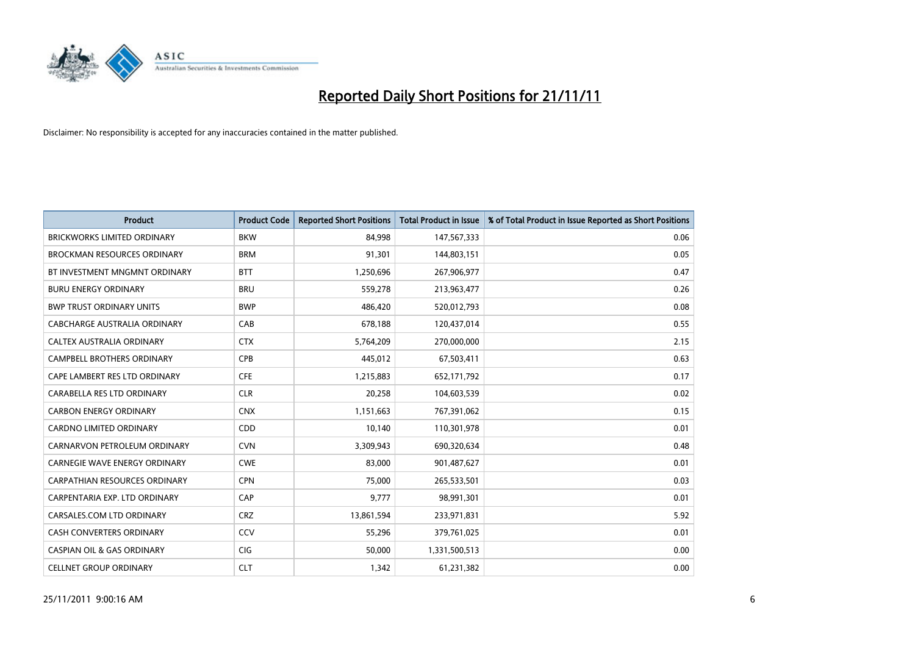# Reported Daily Short Positions for 21/11/11

Disclaimer: No responsibility is accepted for any inaccuracies contained in the matter published.

| Product | Product Code | Reported Short Positions | Total Product in Issue | % of Total Product in Issue Reported as Short Positions |
| --- | --- | --- | --- | --- |
| BRICKWORKS LIMITED ORDINARY | BKW | 84,998 | 147,567,333 | 0.06 |
| BROCKMAN RESOURCES ORDINARY | BRM | 91,301 | 144,803,151 | 0.05 |
| BT INVESTMENT MNGMNT ORDINARY | BTT | 1,250,696 | 267,906,977 | 0.47 |
| BURU ENERGY ORDINARY | BRU | 559,278 | 213,963,477 | 0.26 |
| BWP TRUST ORDINARY UNITS | BWP | 486,420 | 520,012,793 | 0.08 |
| CABCHARGE AUSTRALIA ORDINARY | CAB | 678,188 | 120,437,014 | 0.55 |
| CALTEX AUSTRALIA ORDINARY | CTX | 5,764,209 | 270,000,000 | 2.15 |
| CAMPBELL BROTHERS ORDINARY | CPB | 445,012 | 67,503,411 | 0.63 |
| CAPE LAMBERT RES LTD ORDINARY | CFE | 1,215,883 | 652,171,792 | 0.17 |
| CARABELLA RES LTD ORDINARY | CLR | 20,258 | 104,603,539 | 0.02 |
| CARBON ENERGY ORDINARY | CNX | 1,151,663 | 767,391,062 | 0.15 |
| CARDNO LIMITED ORDINARY | CDD | 10,140 | 110,301,978 | 0.01 |
| CARNARVON PETROLEUM ORDINARY | CVN | 3,309,943 | 690,320,634 | 0.48 |
| CARNEGIE WAVE ENERGY ORDINARY | CWE | 83,000 | 901,487,627 | 0.01 |
| CARPATHIAN RESOURCES ORDINARY | CPN | 75,000 | 265,533,501 | 0.03 |
| CARPENTARIA EXP. LTD ORDINARY | CAP | 9,777 | 98,991,301 | 0.01 |
| CARSALES.COM LTD ORDINARY | CRZ | 13,861,594 | 233,971,831 | 5.92 |
| CASH CONVERTERS ORDINARY | CCV | 55,296 | 379,761,025 | 0.01 |
| CASPIAN OIL & GAS ORDINARY | CIG | 50,000 | 1,331,500,513 | 0.00 |
| CELLNET GROUP ORDINARY | CLT | 1,342 | 61,231,382 | 0.00 |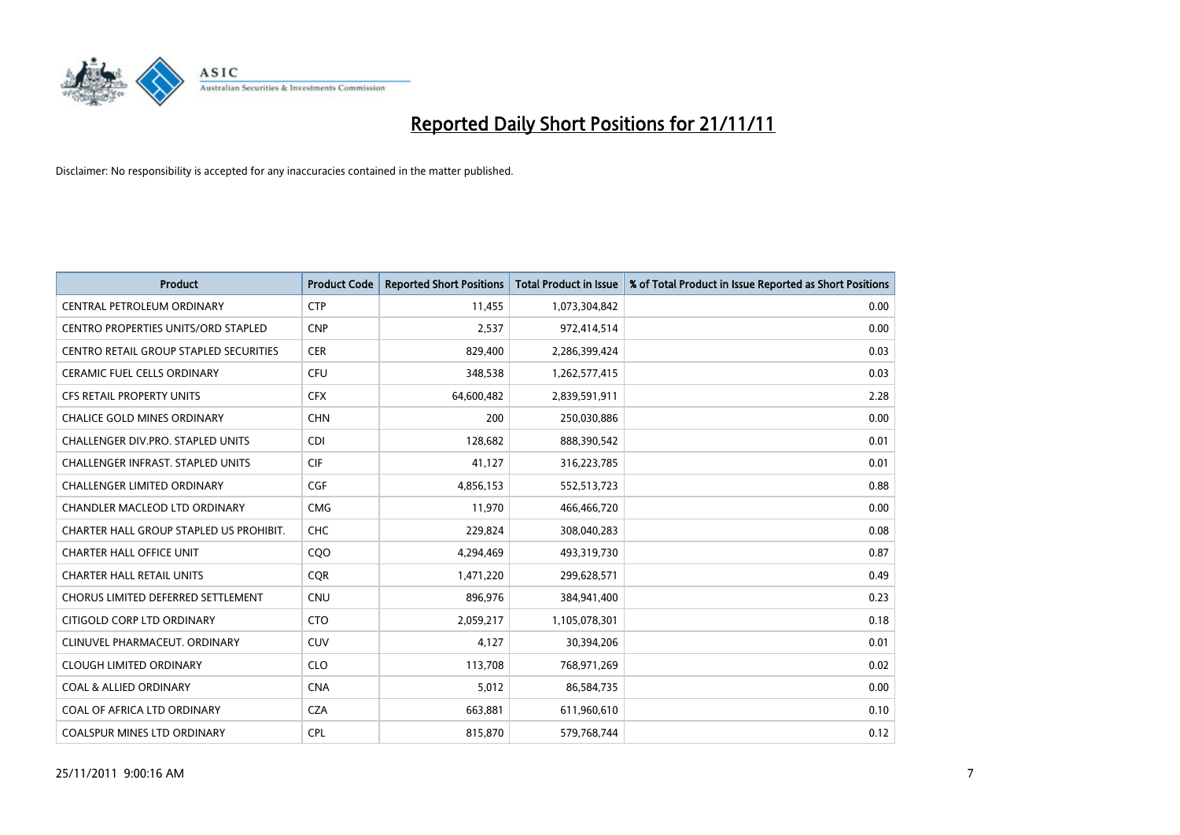# Reported Daily Short Positions for 21/11/11

Disclaimer: No responsibility is accepted for any inaccuracies contained in the matter published.

| Product | Product Code | Reported Short Positions | Total Product in Issue | % of Total Product in Issue Reported as Short Positions |
|---|---|---|---|---|
| CENTRAL PETROLEUM ORDINARY | CTP | 11,455 | 1,073,304,842 | 0.00 |
| CENTRO PROPERTIES UNITS/ORD STAPLED | CNP | 2,537 | 972,414,514 | 0.00 |
| CENTRO RETAIL GROUP STAPLED SECURITIES | CER | 829,400 | 2,286,399,424 | 0.03 |
| CERAMIC FUEL CELLS ORDINARY | CFU | 348,538 | 1,262,577,415 | 0.03 |
| CFS RETAIL PROPERTY UNITS | CFX | 64,600,482 | 2,839,591,911 | 2.28 |
| CHALICE GOLD MINES ORDINARY | CHN | 200 | 250,030,886 | 0.00 |
| CHALLENGER DIV.PRO. STAPLED UNITS | CDI | 128,682 | 888,390,542 | 0.01 |
| CHALLENGER INFRAST. STAPLED UNITS | CIF | 41,127 | 316,223,785 | 0.01 |
| CHALLENGER LIMITED ORDINARY | CGF | 4,856,153 | 552,513,723 | 0.88 |
| CHANDLER MACLEOD LTD ORDINARY | CMG | 11,970 | 466,466,720 | 0.00 |
| CHARTER HALL GROUP STAPLED US PROHIBIT. | CHC | 229,824 | 308,040,283 | 0.08 |
| CHARTER HALL OFFICE UNIT | CQO | 4,294,469 | 493,319,730 | 0.87 |
| CHARTER HALL RETAIL UNITS | CQR | 1,471,220 | 299,628,571 | 0.49 |
| CHORUS LIMITED DEFERRED SETTLEMENT | CNU | 896,976 | 384,941,400 | 0.23 |
| CITIGOLD CORP LTD ORDINARY | CTO | 2,059,217 | 1,105,078,301 | 0.18 |
| CLINUVEL PHARMACEUT. ORDINARY | CUV | 4,127 | 30,394,206 | 0.01 |
| CLOUGH LIMITED ORDINARY | CLO | 113,708 | 768,971,269 | 0.02 |
| COAL & ALLIED ORDINARY | CNA | 5,012 | 86,584,735 | 0.00 |
| COAL OF AFRICA LTD ORDINARY | CZA | 663,881 | 611,960,610 | 0.10 |
| COALSPUR MINES LTD ORDINARY | CPL | 815,870 | 579,768,744 | 0.12 |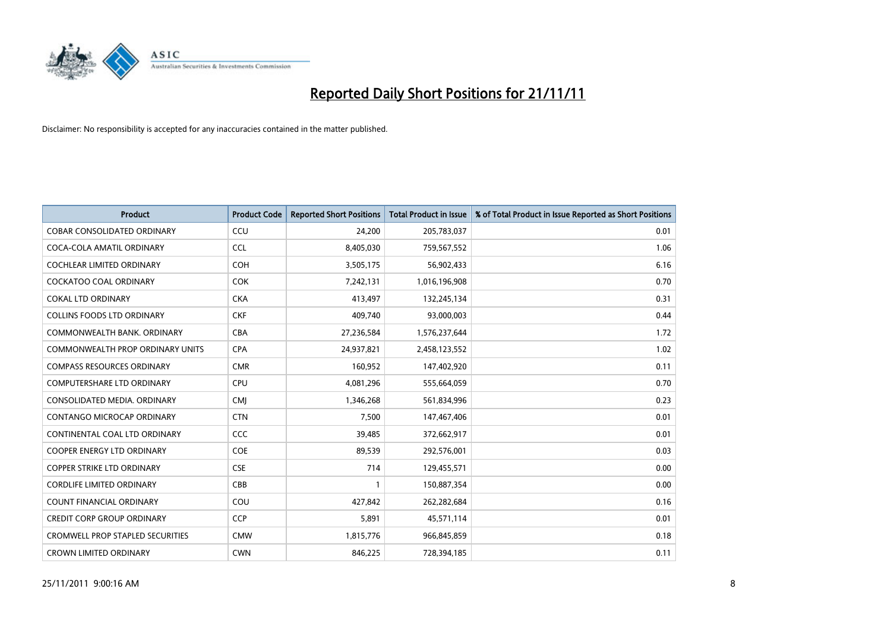# Reported Daily Short Positions for 21/11/11

Disclaimer: No responsibility is accepted for any inaccuracies contained in the matter published.

| Product | Product Code | Reported Short Positions | Total Product in Issue | % of Total Product in Issue Reported as Short Positions |
|---|---|---|---|---|
| COBAR CONSOLIDATED ORDINARY | CCU | 24,200 | 205,783,037 | 0.01 |
| COCA-COLA AMATIL ORDINARY | CCL | 8,405,030 | 759,567,552 | 1.06 |
| COCHLEAR LIMITED ORDINARY | COH | 3,505,175 | 56,902,433 | 6.16 |
| COCKATOO COAL ORDINARY | COK | 7,242,131 | 1,016,196,908 | 0.70 |
| COKAL LTD ORDINARY | CKA | 413,497 | 132,245,134 | 0.31 |
| COLLINS FOODS LTD ORDINARY | CKF | 409,740 | 93,000,003 | 0.44 |
| COMMONWEALTH BANK. ORDINARY | CBA | 27,236,584 | 1,576,237,644 | 1.72 |
| COMMONWEALTH PROP ORDINARY UNITS | CPA | 24,937,821 | 2,458,123,552 | 1.02 |
| COMPASS RESOURCES ORDINARY | CMR | 160,952 | 147,402,920 | 0.11 |
| COMPUTERSHARE LTD ORDINARY | CPU | 4,081,296 | 555,664,059 | 0.70 |
| CONSOLIDATED MEDIA. ORDINARY | CMJ | 1,346,268 | 561,834,996 | 0.23 |
| CONTANGO MICROCAP ORDINARY | CTN | 7,500 | 147,467,406 | 0.01 |
| CONTINENTAL COAL LTD ORDINARY | CCC | 39,485 | 372,662,917 | 0.01 |
| COOPER ENERGY LTD ORDINARY | COE | 89,539 | 292,576,001 | 0.03 |
| COPPER STRIKE LTD ORDINARY | CSE | 714 | 129,455,571 | 0.00 |
| CORDLIFE LIMITED ORDINARY | CBB | 1 | 150,887,354 | 0.00 |
| COUNT FINANCIAL ORDINARY | COU | 427,842 | 262,282,684 | 0.16 |
| CREDIT CORP GROUP ORDINARY | CCP | 5,891 | 45,571,114 | 0.01 |
| CROMWELL PROP STAPLED SECURITIES | CMW | 1,815,776 | 966,845,859 | 0.18 |
| CROWN LIMITED ORDINARY | CWN | 846,225 | 728,394,185 | 0.11 |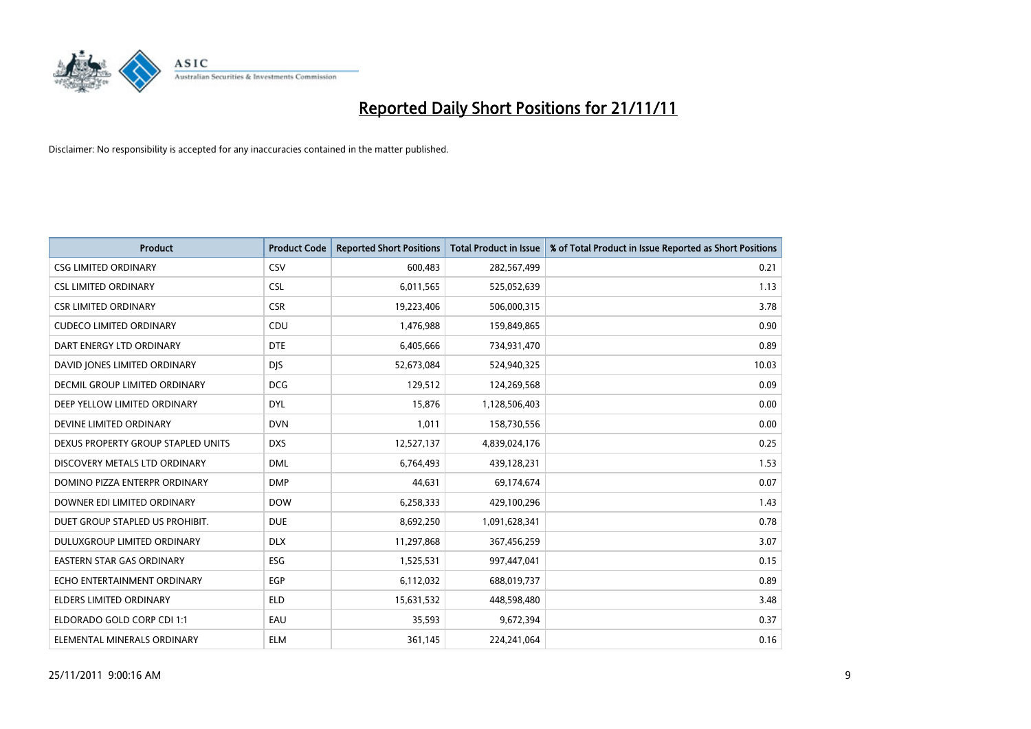# Reported Daily Short Positions for 21/11/11

Disclaimer: No responsibility is accepted for any inaccuracies contained in the matter published.

| Product | Product Code | Reported Short Positions | Total Product in Issue | % of Total Product in Issue Reported as Short Positions |
| --- | --- | --- | --- | --- |
| CSG LIMITED ORDINARY | CSV | 600,483 | 282,567,499 | 0.21 |
| CSL LIMITED ORDINARY | CSL | 6,011,565 | 525,052,639 | 1.13 |
| CSR LIMITED ORDINARY | CSR | 19,223,406 | 506,000,315 | 3.78 |
| CUDECO LIMITED ORDINARY | CDU | 1,476,988 | 159,849,865 | 0.90 |
| DART ENERGY LTD ORDINARY | DTE | 6,405,666 | 734,931,470 | 0.89 |
| DAVID JONES LIMITED ORDINARY | DJS | 52,673,084 | 524,940,325 | 10.03 |
| DECMIL GROUP LIMITED ORDINARY | DCG | 129,512 | 124,269,568 | 0.09 |
| DEEP YELLOW LIMITED ORDINARY | DYL | 15,876 | 1,128,506,403 | 0.00 |
| DEVINE LIMITED ORDINARY | DVN | 1,011 | 158,730,556 | 0.00 |
| DEXUS PROPERTY GROUP STAPLED UNITS | DXS | 12,527,137 | 4,839,024,176 | 0.25 |
| DISCOVERY METALS LTD ORDINARY | DML | 6,764,493 | 439,128,231 | 1.53 |
| DOMINO PIZZA ENTERPR ORDINARY | DMP | 44,631 | 69,174,674 | 0.07 |
| DOWNER EDI LIMITED ORDINARY | DOW | 6,258,333 | 429,100,296 | 1.43 |
| DUET GROUP STAPLED US PROHIBIT. | DUE | 8,692,250 | 1,091,628,341 | 0.78 |
| DULUXGROUP LIMITED ORDINARY | DLX | 11,297,868 | 367,456,259 | 3.07 |
| EASTERN STAR GAS ORDINARY | ESG | 1,525,531 | 997,447,041 | 0.15 |
| ECHO ENTERTAINMENT ORDINARY | EGP | 6,112,032 | 688,019,737 | 0.89 |
| ELDERS LIMITED ORDINARY | ELD | 15,631,532 | 448,598,480 | 3.48 |
| ELDORADO GOLD CORP CDI 1:1 | EAU | 35,593 | 9,672,394 | 0.37 |
| ELEMENTAL MINERALS ORDINARY | ELM | 361,145 | 224,241,064 | 0.16 |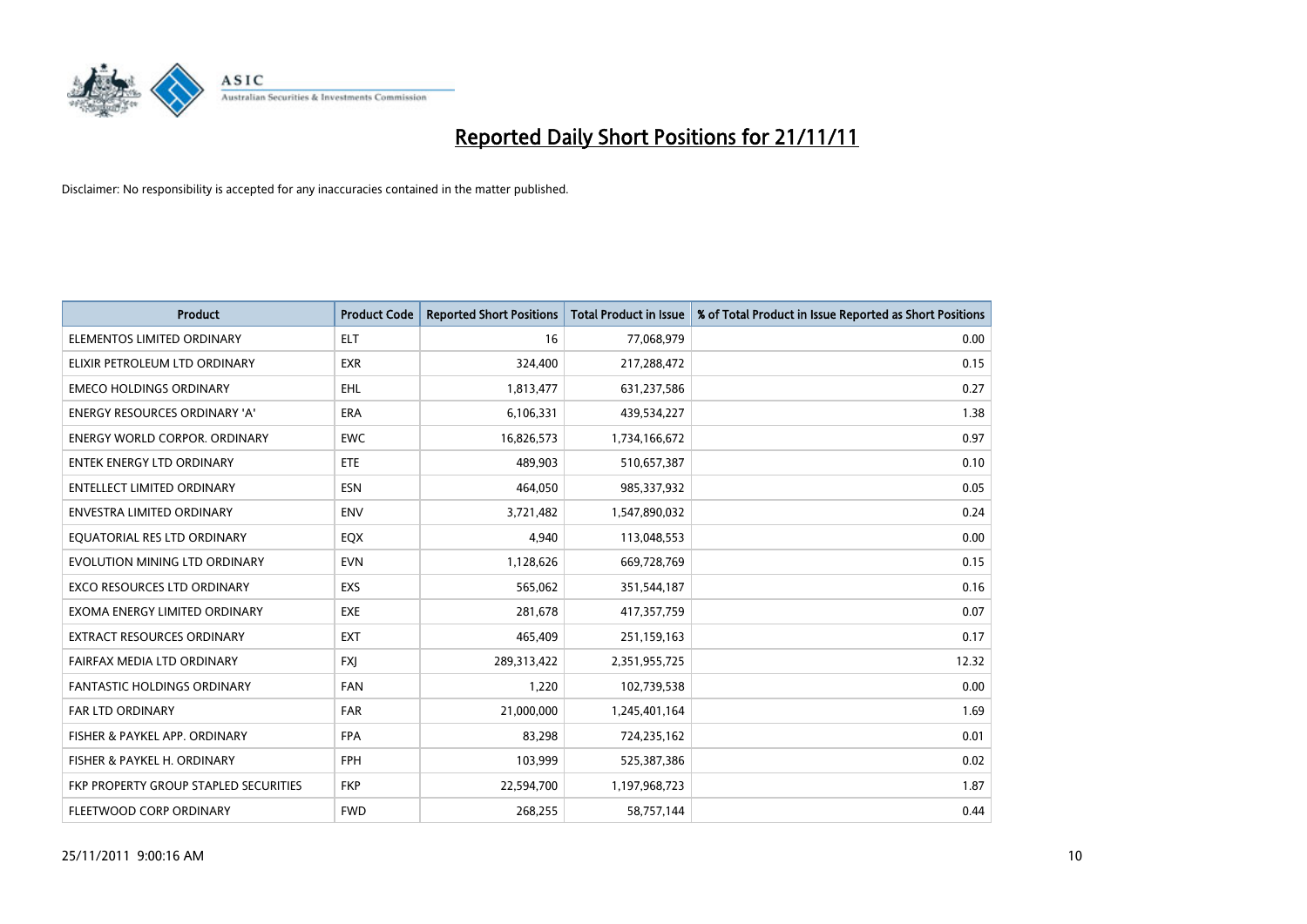# Reported Daily Short Positions for 21/11/11

Disclaimer: No responsibility is accepted for any inaccuracies contained in the matter published.

| Product | Product Code | Reported Short Positions | Total Product in Issue | % of Total Product in Issue Reported as Short Positions |
|---|---|---|---|---|
| ELEMENTOS LIMITED ORDINARY | ELT | 16 | 77,068,979 | 0.00 |
| ELIXIR PETROLEUM LTD ORDINARY | EXR | 324,400 | 217,288,472 | 0.15 |
| EMECO HOLDINGS ORDINARY | EHL | 1,813,477 | 631,237,586 | 0.27 |
| ENERGY RESOURCES ORDINARY 'A' | ERA | 6,106,331 | 439,534,227 | 1.38 |
| ENERGY WORLD CORPOR. ORDINARY | EWC | 16,826,573 | 1,734,166,672 | 0.97 |
| ENTEK ENERGY LTD ORDINARY | ETE | 489,903 | 510,657,387 | 0.10 |
| ENTELLECT LIMITED ORDINARY | ESN | 464,050 | 985,337,932 | 0.05 |
| ENVESTRA LIMITED ORDINARY | ENV | 3,721,482 | 1,547,890,032 | 0.24 |
| EQUATORIAL RES LTD ORDINARY | EQX | 4,940 | 113,048,553 | 0.00 |
| EVOLUTION MINING LTD ORDINARY | EVN | 1,128,626 | 669,728,769 | 0.15 |
| EXCO RESOURCES LTD ORDINARY | EXS | 565,062 | 351,544,187 | 0.16 |
| EXOMA ENERGY LIMITED ORDINARY | EXE | 281,678 | 417,357,759 | 0.07 |
| EXTRACT RESOURCES ORDINARY | EXT | 465,409 | 251,159,163 | 0.17 |
| FAIRFAX MEDIA LTD ORDINARY | FXJ | 289,313,422 | 2,351,955,725 | 12.32 |
| FANTASTIC HOLDINGS ORDINARY | FAN | 1,220 | 102,739,538 | 0.00 |
| FAR LTD ORDINARY | FAR | 21,000,000 | 1,245,401,164 | 1.69 |
| FISHER & PAYKEL APP. ORDINARY | FPA | 83,298 | 724,235,162 | 0.01 |
| FISHER & PAYKEL H. ORDINARY | FPH | 103,999 | 525,387,386 | 0.02 |
| FKP PROPERTY GROUP STAPLED SECURITIES | FKP | 22,594,700 | 1,197,968,723 | 1.87 |
| FLEETWOOD CORP ORDINARY | FWD | 268,255 | 58,757,144 | 0.44 |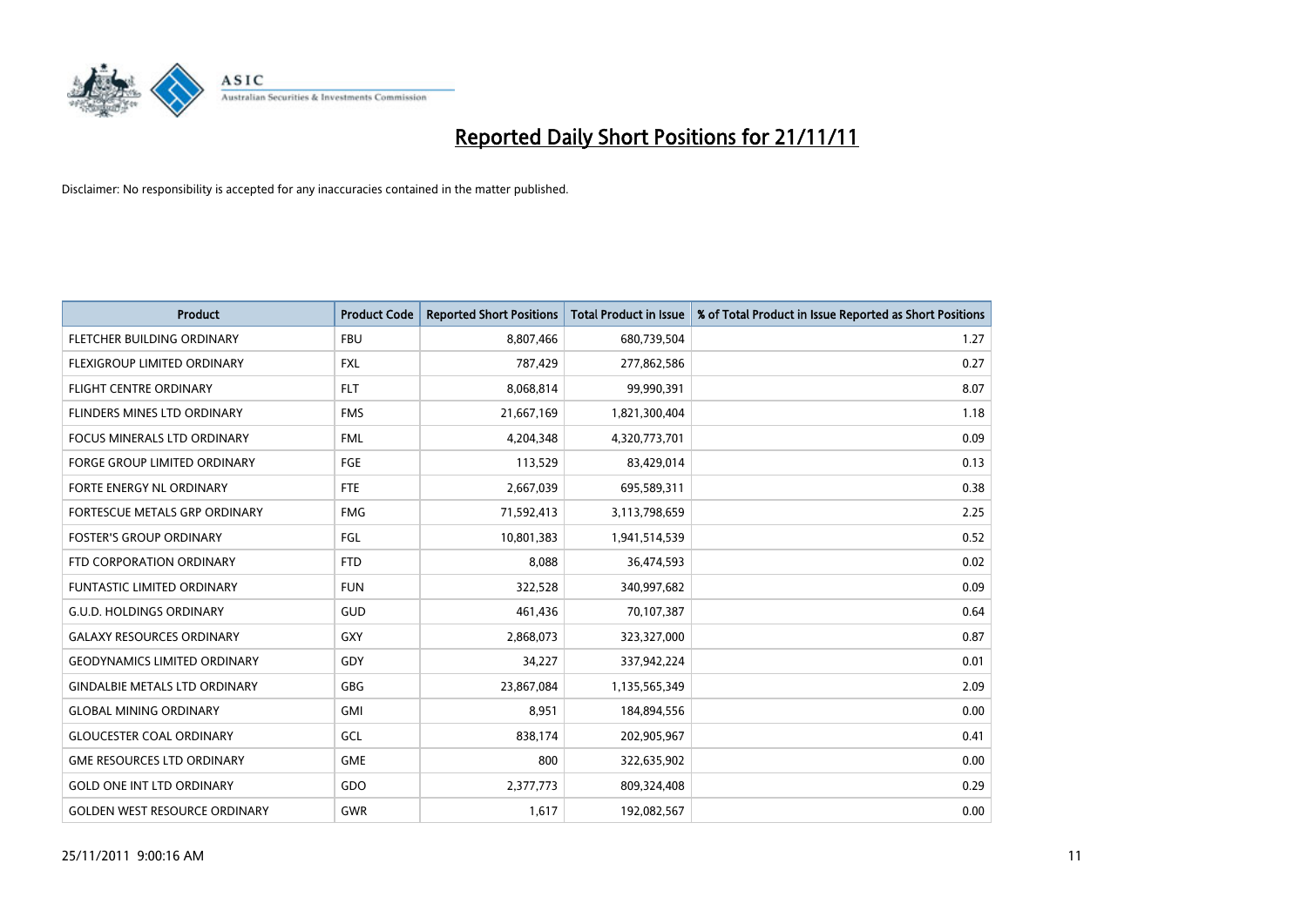# Reported Daily Short Positions for 21/11/11

Disclaimer: No responsibility is accepted for any inaccuracies contained in the matter published.

| Product | Product Code | Reported Short Positions | Total Product in Issue | % of Total Product in Issue Reported as Short Positions |
|---|---|---|---|---|
| FLETCHER BUILDING ORDINARY | FBU | 8,807,466 | 680,739,504 | 1.27 |
| FLEXIGROUP LIMITED ORDINARY | FXL | 787,429 | 277,862,586 | 0.27 |
| FLIGHT CENTRE ORDINARY | FLT | 8,068,814 | 99,990,391 | 8.07 |
| FLINDERS MINES LTD ORDINARY | FMS | 21,667,169 | 1,821,300,404 | 1.18 |
| FOCUS MINERALS LTD ORDINARY | FML | 4,204,348 | 4,320,773,701 | 0.09 |
| FORGE GROUP LIMITED ORDINARY | FGE | 113,529 | 83,429,014 | 0.13 |
| FORTE ENERGY NL ORDINARY | FTE | 2,667,039 | 695,589,311 | 0.38 |
| FORTESCUE METALS GRP ORDINARY | FMG | 71,592,413 | 3,113,798,659 | 2.25 |
| FOSTER'S GROUP ORDINARY | FGL | 10,801,383 | 1,941,514,539 | 0.52 |
| FTD CORPORATION ORDINARY | FTD | 8,088 | 36,474,593 | 0.02 |
| FUNTASTIC LIMITED ORDINARY | FUN | 322,528 | 340,997,682 | 0.09 |
| G.U.D. HOLDINGS ORDINARY | GUD | 461,436 | 70,107,387 | 0.64 |
| GALAXY RESOURCES ORDINARY | GXY | 2,868,073 | 323,327,000 | 0.87 |
| GEODYNAMICS LIMITED ORDINARY | GDY | 34,227 | 337,942,224 | 0.01 |
| GINDALBIE METALS LTD ORDINARY | GBG | 23,867,084 | 1,135,565,349 | 2.09 |
| GLOBAL MINING ORDINARY | GMI | 8,951 | 184,894,556 | 0.00 |
| GLOUCESTER COAL ORDINARY | GCL | 838,174 | 202,905,967 | 0.41 |
| GME RESOURCES LTD ORDINARY | GME | 800 | 322,635,902 | 0.00 |
| GOLD ONE INT LTD ORDINARY | GDO | 2,377,773 | 809,324,408 | 0.29 |
| GOLDEN WEST RESOURCE ORDINARY | GWR | 1,617 | 192,082,567 | 0.00 |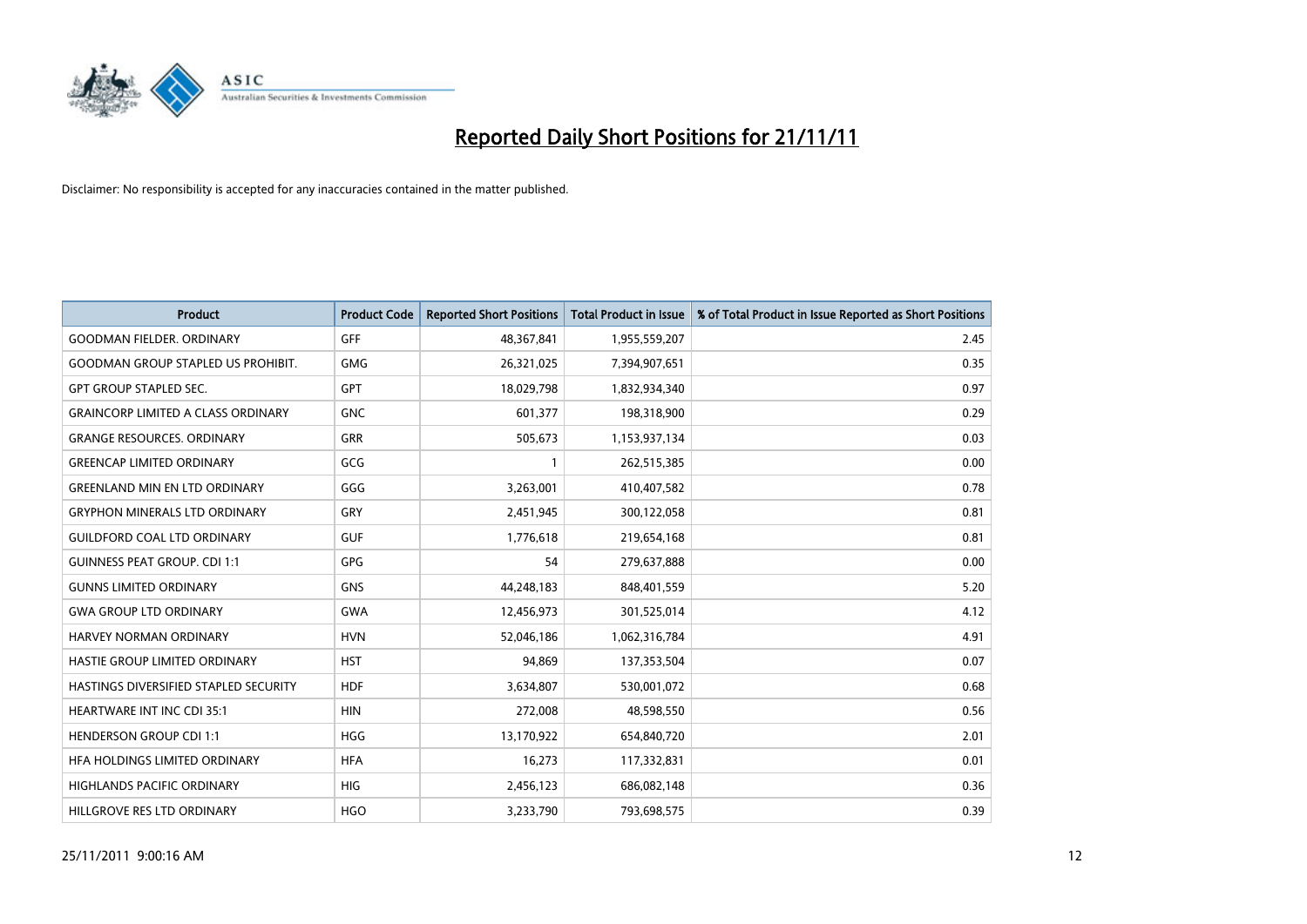# Reported Daily Short Positions for 21/11/11

Disclaimer: No responsibility is accepted for any inaccuracies contained in the matter published.

| Product | Product Code | Reported Short Positions | Total Product in Issue | % of Total Product in Issue Reported as Short Positions |
|---|---|---|---|---|
| GOODMAN FIELDER. ORDINARY | GFF | 48,367,841 | 1,955,559,207 | 2.45 |
| GOODMAN GROUP STAPLED US PROHIBIT. | GMG | 26,321,025 | 7,394,907,651 | 0.35 |
| GPT GROUP STAPLED SEC. | GPT | 18,029,798 | 1,832,934,340 | 0.97 |
| GRAINCORP LIMITED A CLASS ORDINARY | GNC | 601,377 | 198,318,900 | 0.29 |
| GRANGE RESOURCES. ORDINARY | GRR | 505,673 | 1,153,937,134 | 0.03 |
| GREENCAP LIMITED ORDINARY | GCG | 1 | 262,515,385 | 0.00 |
| GREENLAND MIN EN LTD ORDINARY | GGG | 3,263,001 | 410,407,582 | 0.78 |
| GRYPHON MINERALS LTD ORDINARY | GRY | 2,451,945 | 300,122,058 | 0.81 |
| GUILDFORD COAL LTD ORDINARY | GUF | 1,776,618 | 219,654,168 | 0.81 |
| GUINNESS PEAT GROUP. CDI 1:1 | GPG | 54 | 279,637,888 | 0.00 |
| GUNNS LIMITED ORDINARY | GNS | 44,248,183 | 848,401,559 | 5.20 |
| GWA GROUP LTD ORDINARY | GWA | 12,456,973 | 301,525,014 | 4.12 |
| HARVEY NORMAN ORDINARY | HVN | 52,046,186 | 1,062,316,784 | 4.91 |
| HASTIE GROUP LIMITED ORDINARY | HST | 94,869 | 137,353,504 | 0.07 |
| HASTINGS DIVERSIFIED STAPLED SECURITY | HDF | 3,634,807 | 530,001,072 | 0.68 |
| HEARTWARE INT INC CDI 35:1 | HIN | 272,008 | 48,598,550 | 0.56 |
| HENDERSON GROUP CDI 1:1 | HGG | 13,170,922 | 654,840,720 | 2.01 |
| HFA HOLDINGS LIMITED ORDINARY | HFA | 16,273 | 117,332,831 | 0.01 |
| HIGHLANDS PACIFIC ORDINARY | HIG | 2,456,123 | 686,082,148 | 0.36 |
| HILLGROVE RES LTD ORDINARY | HGO | 3,233,790 | 793,698,575 | 0.39 |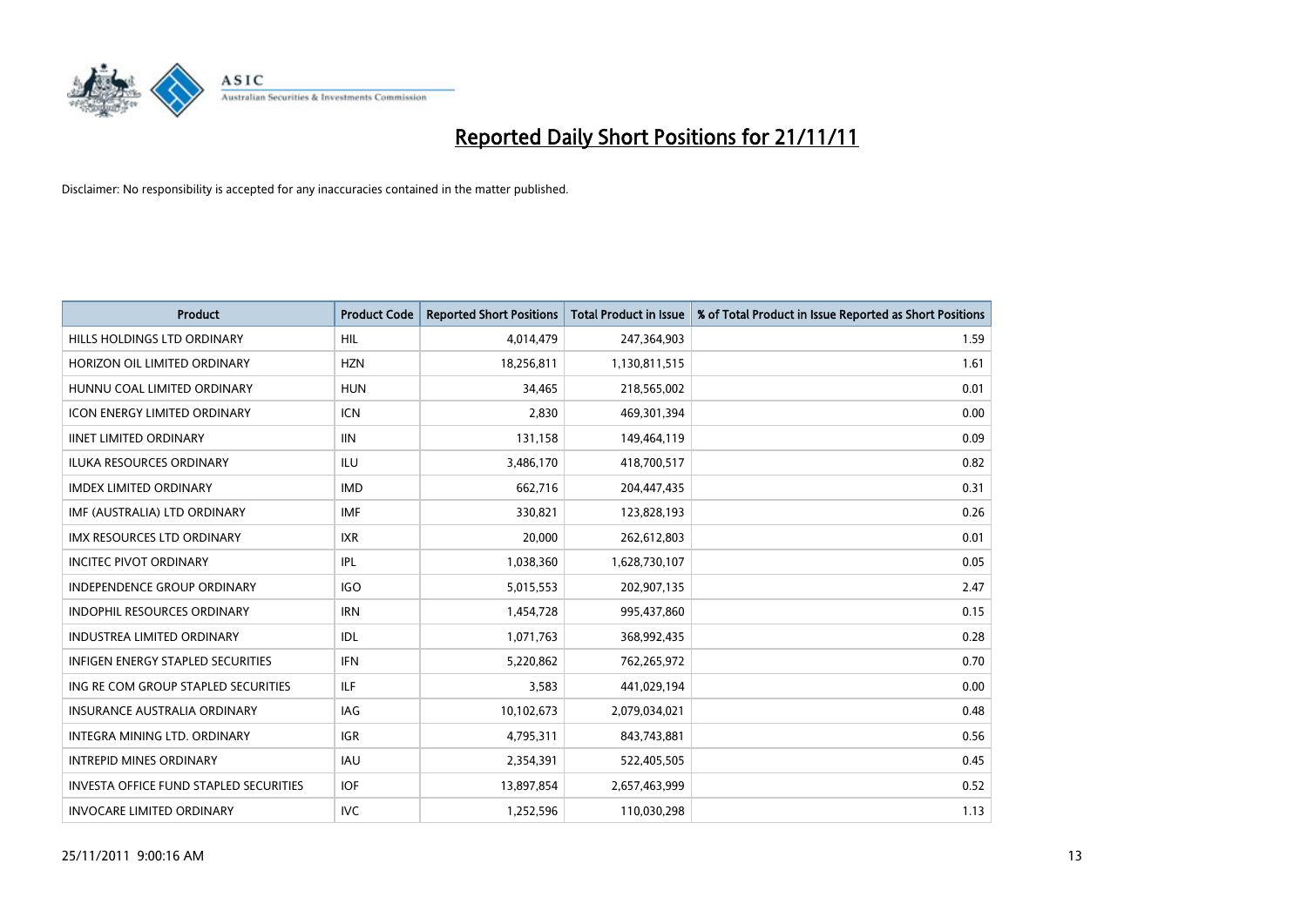# Reported Daily Short Positions for 21/11/11

Disclaimer: No responsibility is accepted for any inaccuracies contained in the matter published.

| Product | Product Code | Reported Short Positions | Total Product in Issue | % of Total Product in Issue Reported as Short Positions |
|---|---|---|---|---|
| HILLS HOLDINGS LTD ORDINARY | HIL | 4,014,479 | 247,364,903 | 1.59 |
| HORIZON OIL LIMITED ORDINARY | HZN | 18,256,811 | 1,130,811,515 | 1.61 |
| HUNNU COAL LIMITED ORDINARY | HUN | 34,465 | 218,565,002 | 0.01 |
| ICON ENERGY LIMITED ORDINARY | ICN | 2,830 | 469,301,394 | 0.00 |
| IINET LIMITED ORDINARY | IIN | 131,158 | 149,464,119 | 0.09 |
| ILUKA RESOURCES ORDINARY | ILU | 3,486,170 | 418,700,517 | 0.82 |
| IMDEX LIMITED ORDINARY | IMD | 662,716 | 204,447,435 | 0.31 |
| IMF (AUSTRALIA) LTD ORDINARY | IMF | 330,821 | 123,828,193 | 0.26 |
| IMX RESOURCES LTD ORDINARY | IXR | 20,000 | 262,612,803 | 0.01 |
| INCITEC PIVOT ORDINARY | IPL | 1,038,360 | 1,628,730,107 | 0.05 |
| INDEPENDENCE GROUP ORDINARY | IGO | 5,015,553 | 202,907,135 | 2.47 |
| INDOPHIL RESOURCES ORDINARY | IRN | 1,454,728 | 995,437,860 | 0.15 |
| INDUSTREA LIMITED ORDINARY | IDL | 1,071,763 | 368,992,435 | 0.28 |
| INFIGEN ENERGY STAPLED SECURITIES | IFN | 5,220,862 | 762,265,972 | 0.70 |
| ING RE COM GROUP STAPLED SECURITIES | ILF | 3,583 | 441,029,194 | 0.00 |
| INSURANCE AUSTRALIA ORDINARY | IAG | 10,102,673 | 2,079,034,021 | 0.48 |
| INTEGRA MINING LTD. ORDINARY | IGR | 4,795,311 | 843,743,881 | 0.56 |
| INTREPID MINES ORDINARY | IAU | 2,354,391 | 522,405,505 | 0.45 |
| INVESTA OFFICE FUND STAPLED SECURITIES | IOF | 13,897,854 | 2,657,463,999 | 0.52 |
| INVOCARE LIMITED ORDINARY | IVC | 1,252,596 | 110,030,298 | 1.13 |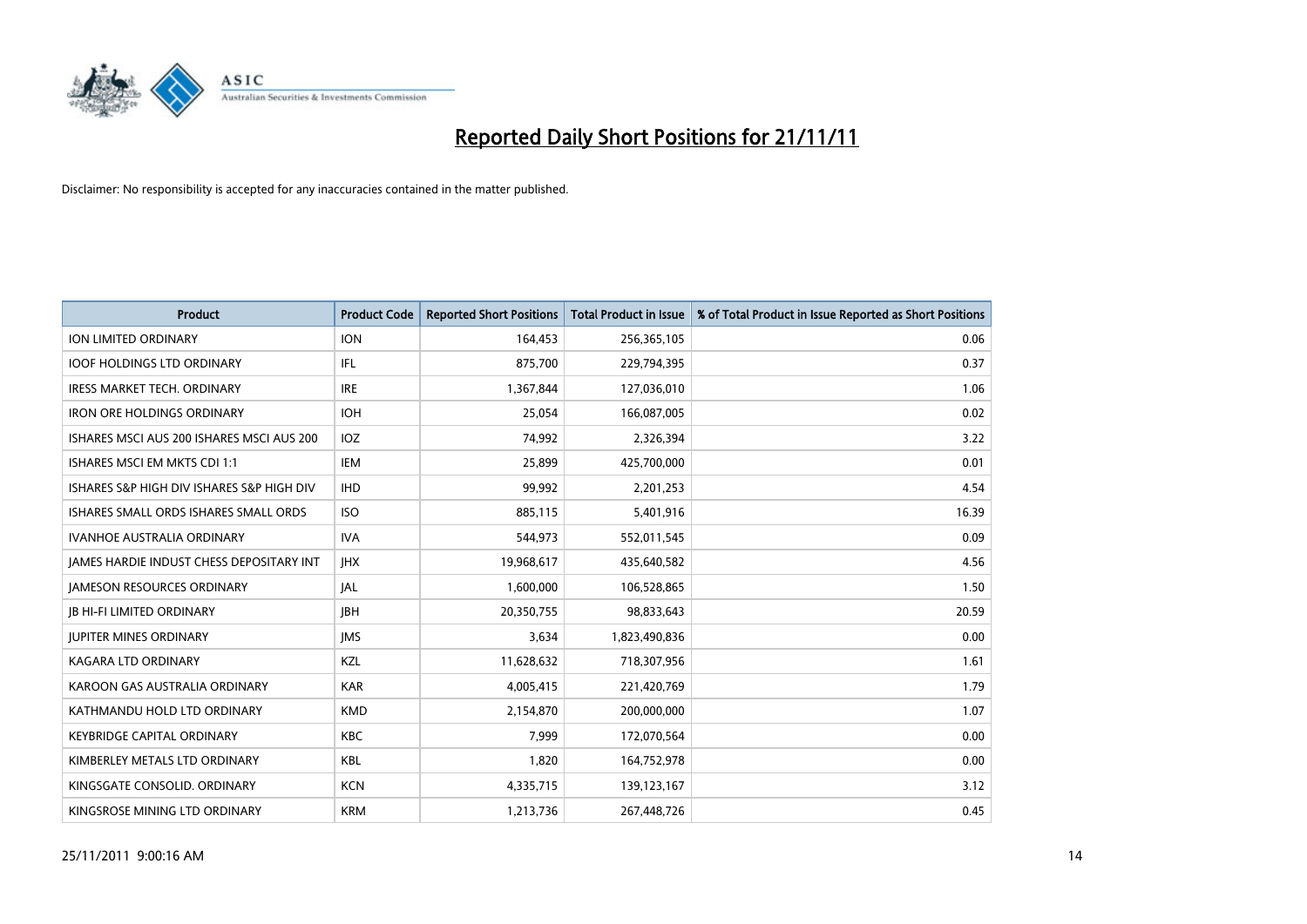# Reported Daily Short Positions for 21/11/11

Disclaimer: No responsibility is accepted for any inaccuracies contained in the matter published.

| Product | Product Code | Reported Short Positions | Total Product in Issue | % of Total Product in Issue Reported as Short Positions |
|---|---|---|---|---|
| ION LIMITED ORDINARY | ION | 164,453 | 256,365,105 | 0.06 |
| IOOF HOLDINGS LTD ORDINARY | IFL | 875,700 | 229,794,395 | 0.37 |
| IRESS MARKET TECH. ORDINARY | IRE | 1,367,844 | 127,036,010 | 1.06 |
| IRON ORE HOLDINGS ORDINARY | IOH | 25,054 | 166,087,005 | 0.02 |
| ISHARES MSCI AUS 200 ISHARES MSCI AUS 200 | IOZ | 74,992 | 2,326,394 | 3.22 |
| ISHARES MSCI EM MKTS CDI 1:1 | IEM | 25,899 | 425,700,000 | 0.01 |
| ISHARES S&P HIGH DIV ISHARES S&P HIGH DIV | IHD | 99,992 | 2,201,253 | 4.54 |
| ISHARES SMALL ORDS ISHARES SMALL ORDS | ISO | 885,115 | 5,401,916 | 16.39 |
| IVANHOE AUSTRALIA ORDINARY | IVA | 544,973 | 552,011,545 | 0.09 |
| JAMES HARDIE INDUST CHESS DEPOSITARY INT | JHX | 19,968,617 | 435,640,582 | 4.56 |
| JAMESON RESOURCES ORDINARY | JAL | 1,600,000 | 106,528,865 | 1.50 |
| JB HI-FI LIMITED ORDINARY | JBH | 20,350,755 | 98,833,643 | 20.59 |
| JUPITER MINES ORDINARY | JMS | 3,634 | 1,823,490,836 | 0.00 |
| KAGARA LTD ORDINARY | KZL | 11,628,632 | 718,307,956 | 1.61 |
| KAROON GAS AUSTRALIA ORDINARY | KAR | 4,005,415 | 221,420,769 | 1.79 |
| KATHMANDU HOLD LTD ORDINARY | KMD | 2,154,870 | 200,000,000 | 1.07 |
| KEYBRIDGE CAPITAL ORDINARY | KBC | 7,999 | 172,070,564 | 0.00 |
| KIMBERLEY METALS LTD ORDINARY | KBL | 1,820 | 164,752,978 | 0.00 |
| KINGSGATE CONSOLID. ORDINARY | KCN | 4,335,715 | 139,123,167 | 3.12 |
| KINGSROSE MINING LTD ORDINARY | KRM | 1,213,736 | 267,448,726 | 0.45 |

25/11/2011 9:00:16 AM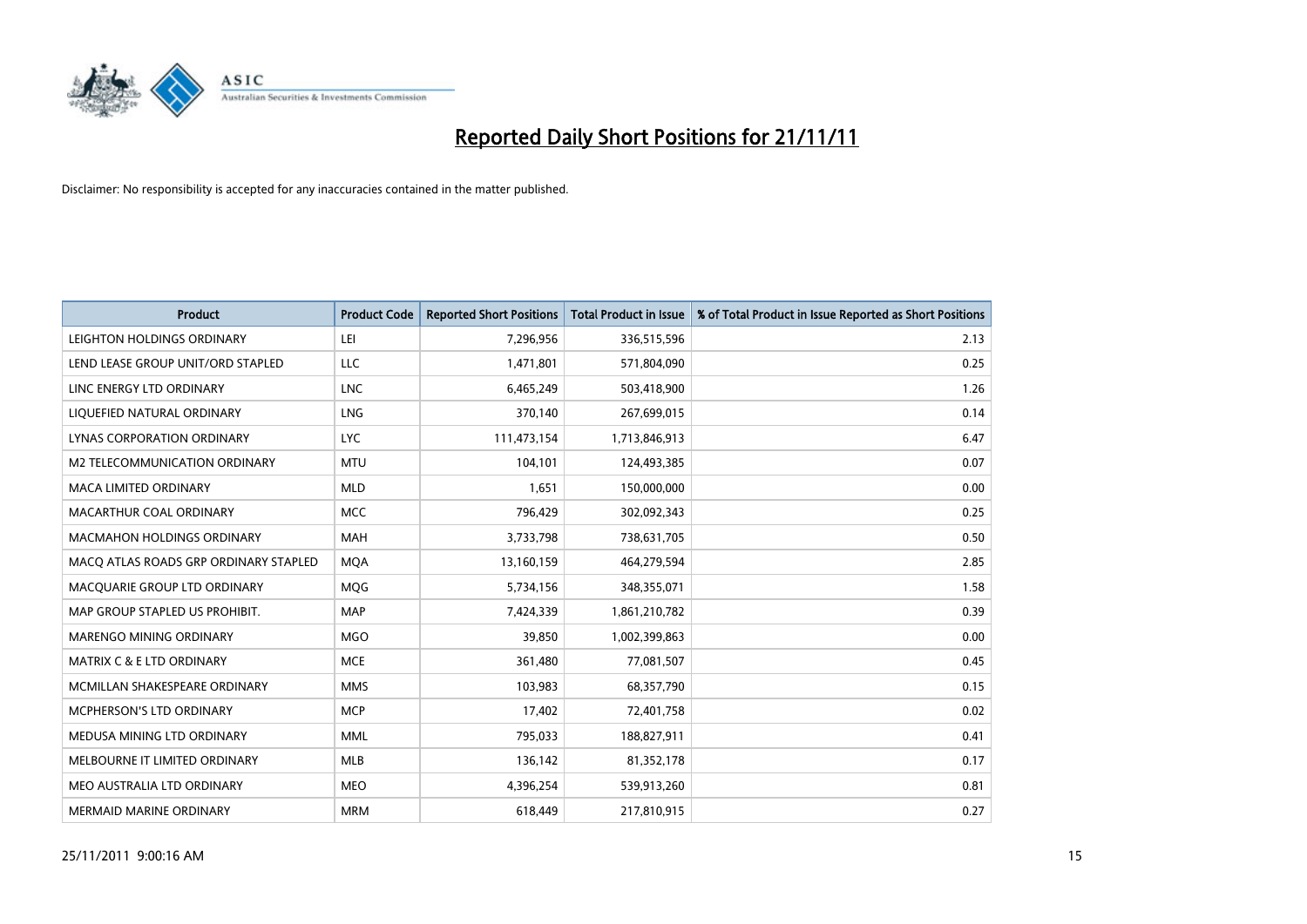# Reported Daily Short Positions for 21/11/11

Disclaimer: No responsibility is accepted for any inaccuracies contained in the matter published.

| Product | Product Code | Reported Short Positions | Total Product in Issue | % of Total Product in Issue Reported as Short Positions |
|---|---|---|---|---|
| LEIGHTON HOLDINGS ORDINARY | LEI | 7,296,956 | 336,515,596 | 2.13 |
| LEND LEASE GROUP UNIT/ORD STAPLED | LLC | 1,471,801 | 571,804,090 | 0.25 |
| LINC ENERGY LTD ORDINARY | LNC | 6,465,249 | 503,418,900 | 1.26 |
| LIQUEFIED NATURAL ORDINARY | LNG | 370,140 | 267,699,015 | 0.14 |
| LYNAS CORPORATION ORDINARY | LYC | 111,473,154 | 1,713,846,913 | 6.47 |
| M2 TELECOMMUNICATION ORDINARY | MTU | 104,101 | 124,493,385 | 0.07 |
| MACA LIMITED ORDINARY | MLD | 1,651 | 150,000,000 | 0.00 |
| MACARTHUR COAL ORDINARY | MCC | 796,429 | 302,092,343 | 0.25 |
| MACMAHON HOLDINGS ORDINARY | MAH | 3,733,798 | 738,631,705 | 0.50 |
| MACQ ATLAS ROADS GRP ORDINARY STAPLED | MQA | 13,160,159 | 464,279,594 | 2.85 |
| MACQUARIE GROUP LTD ORDINARY | MQG | 5,734,156 | 348,355,071 | 1.58 |
| MAP GROUP STAPLED US PROHIBIT. | MAP | 7,424,339 | 1,861,210,782 | 0.39 |
| MARENGO MINING ORDINARY | MGO | 39,850 | 1,002,399,863 | 0.00 |
| MATRIX C & E LTD ORDINARY | MCE | 361,480 | 77,081,507 | 0.45 |
| MCMILLAN SHAKESPEARE ORDINARY | MMS | 103,983 | 68,357,790 | 0.15 |
| MCPHERSON'S LTD ORDINARY | MCP | 17,402 | 72,401,758 | 0.02 |
| MEDUSA MINING LTD ORDINARY | MML | 795,033 | 188,827,911 | 0.41 |
| MELBOURNE IT LIMITED ORDINARY | MLB | 136,142 | 81,352,178 | 0.17 |
| MEO AUSTRALIA LTD ORDINARY | MEO | 4,396,254 | 539,913,260 | 0.81 |
| MERMAID MARINE ORDINARY | MRM | 618,449 | 217,810,915 | 0.27 |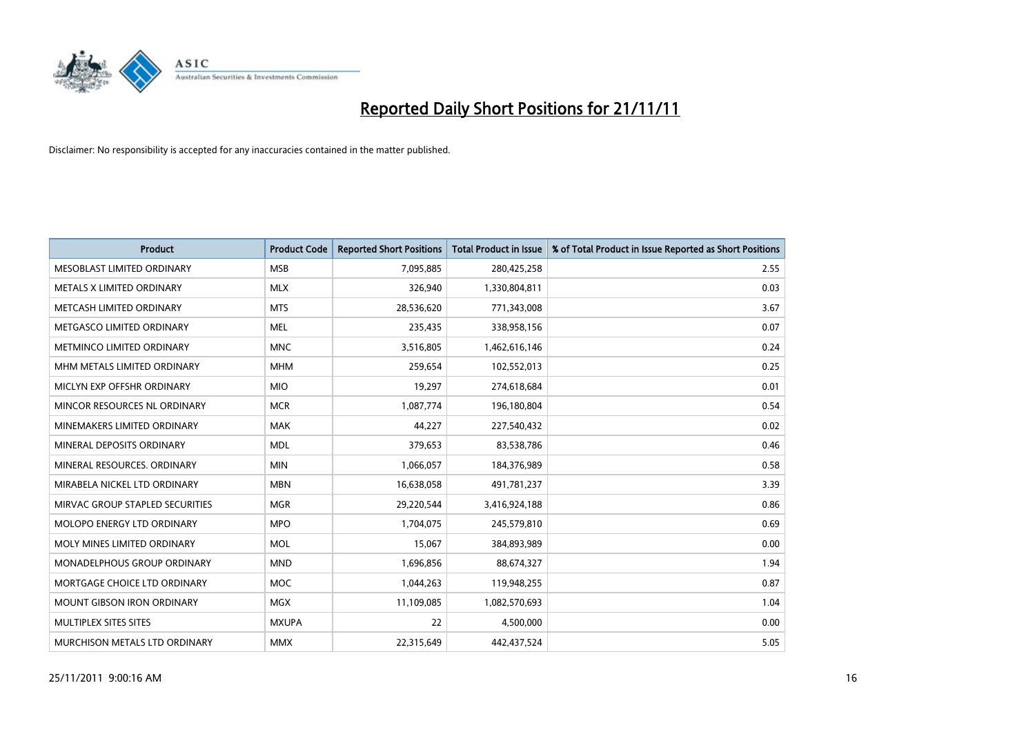# Reported Daily Short Positions for 21/11/11

Disclaimer: No responsibility is accepted for any inaccuracies contained in the matter published.

| Product | Product Code | Reported Short Positions | Total Product in Issue | % of Total Product in Issue Reported as Short Positions |
|---|---|---|---|---|
| MESOBLAST LIMITED ORDINARY | MSB | 7,095,885 | 280,425,258 | 2.55 |
| METALS X LIMITED ORDINARY | MLX | 326,940 | 1,330,804,811 | 0.03 |
| METCASH LIMITED ORDINARY | MTS | 28,536,620 | 771,343,008 | 3.67 |
| METGASCO LIMITED ORDINARY | MEL | 235,435 | 338,958,156 | 0.07 |
| METMINCO LIMITED ORDINARY | MNC | 3,516,805 | 1,462,616,146 | 0.24 |
| MHM METALS LIMITED ORDINARY | MHM | 259,654 | 102,552,013 | 0.25 |
| MICLYN EXP OFFSHR ORDINARY | MIO | 19,297 | 274,618,684 | 0.01 |
| MINCOR RESOURCES NL ORDINARY | MCR | 1,087,774 | 196,180,804 | 0.54 |
| MINEMAKERS LIMITED ORDINARY | MAK | 44,227 | 227,540,432 | 0.02 |
| MINERAL DEPOSITS ORDINARY | MDL | 379,653 | 83,538,786 | 0.46 |
| MINERAL RESOURCES. ORDINARY | MIN | 1,066,057 | 184,376,989 | 0.58 |
| MIRABELA NICKEL LTD ORDINARY | MBN | 16,638,058 | 491,781,237 | 3.39 |
| MIRVAC GROUP STAPLED SECURITIES | MGR | 29,220,544 | 3,416,924,188 | 0.86 |
| MOLOPO ENERGY LTD ORDINARY | MPO | 1,704,075 | 245,579,810 | 0.69 |
| MOLY MINES LIMITED ORDINARY | MOL | 15,067 | 384,893,989 | 0.00 |
| MONADELPHOUS GROUP ORDINARY | MND | 1,696,856 | 88,674,327 | 1.94 |
| MORTGAGE CHOICE LTD ORDINARY | MOC | 1,044,263 | 119,948,255 | 0.87 |
| MOUNT GIBSON IRON ORDINARY | MGX | 11,109,085 | 1,082,570,693 | 1.04 |
| MULTIPLEX SITES SITES | MXUPA | 22 | 4,500,000 | 0.00 |
| MURCHISON METALS LTD ORDINARY | MMX | 22,315,649 | 442,437,524 | 5.05 |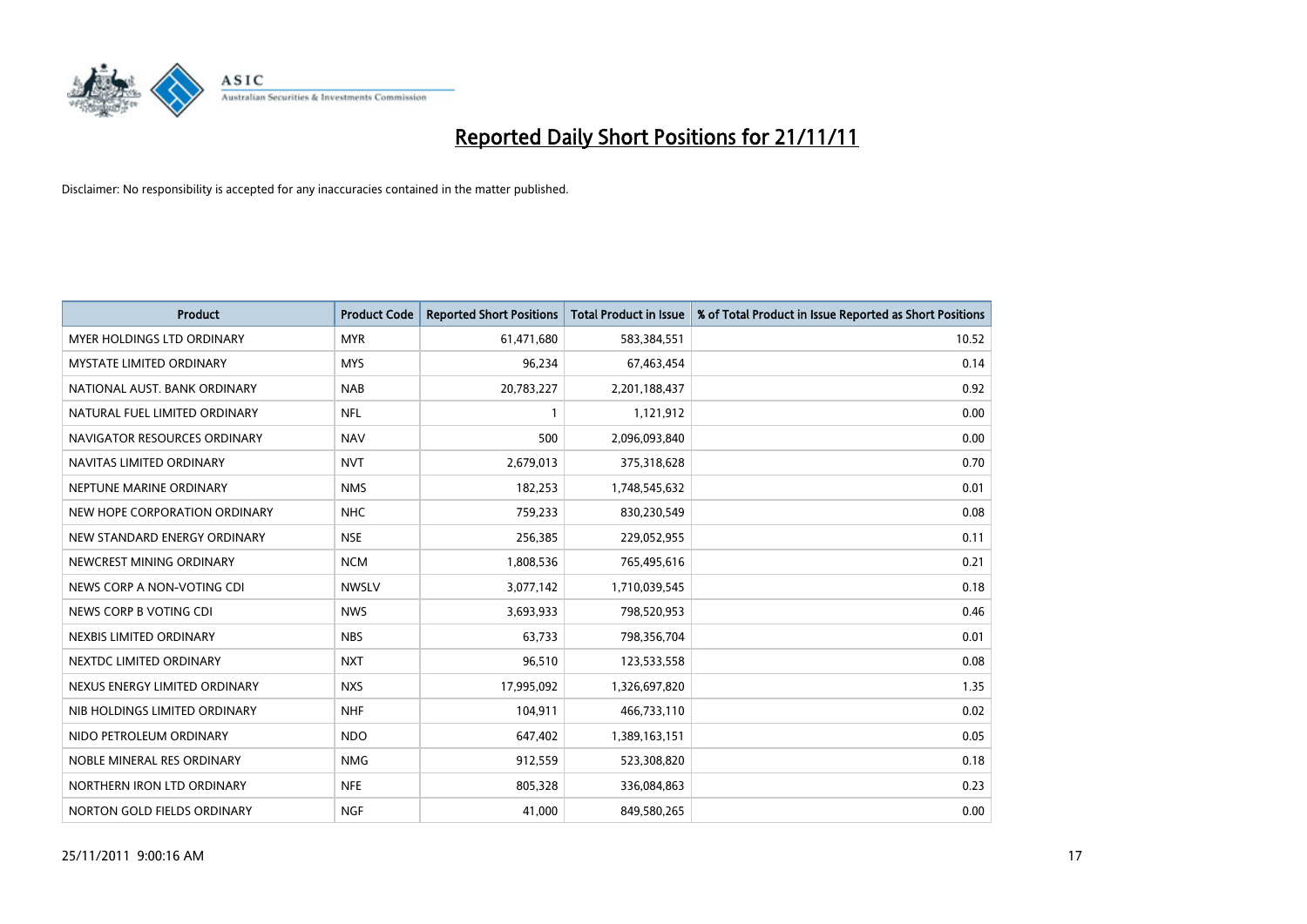# Reported Daily Short Positions for 21/11/11

Disclaimer: No responsibility is accepted for any inaccuracies contained in the matter published.

| Product | Product Code | Reported Short Positions | Total Product in Issue | % of Total Product in Issue Reported as Short Positions |
| --- | --- | --- | --- | --- |
| MYER HOLDINGS LTD ORDINARY | MYR | 61,471,680 | 583,384,551 | 10.52 |
| MYSTATE LIMITED ORDINARY | MYS | 96,234 | 67,463,454 | 0.14 |
| NATIONAL AUST. BANK ORDINARY | NAB | 20,783,227 | 2,201,188,437 | 0.92 |
| NATURAL FUEL LIMITED ORDINARY | NFL | 1 | 1,121,912 | 0.00 |
| NAVIGATOR RESOURCES ORDINARY | NAV | 500 | 2,096,093,840 | 0.00 |
| NAVITAS LIMITED ORDINARY | NVT | 2,679,013 | 375,318,628 | 0.70 |
| NEPTUNE MARINE ORDINARY | NMS | 182,253 | 1,748,545,632 | 0.01 |
| NEW HOPE CORPORATION ORDINARY | NHC | 759,233 | 830,230,549 | 0.08 |
| NEW STANDARD ENERGY ORDINARY | NSE | 256,385 | 229,052,955 | 0.11 |
| NEWCREST MINING ORDINARY | NCM | 1,808,536 | 765,495,616 | 0.21 |
| NEWS CORP A NON-VOTING CDI | NWSLV | 3,077,142 | 1,710,039,545 | 0.18 |
| NEWS CORP B VOTING CDI | NWS | 3,693,933 | 798,520,953 | 0.46 |
| NEXBIS LIMITED ORDINARY | NBS | 63,733 | 798,356,704 | 0.01 |
| NEXTDC LIMITED ORDINARY | NXT | 96,510 | 123,533,558 | 0.08 |
| NEXUS ENERGY LIMITED ORDINARY | NXS | 17,995,092 | 1,326,697,820 | 1.35 |
| NIB HOLDINGS LIMITED ORDINARY | NHF | 104,911 | 466,733,110 | 0.02 |
| NIDO PETROLEUM ORDINARY | NDO | 647,402 | 1,389,163,151 | 0.05 |
| NOBLE MINERAL RES ORDINARY | NMG | 912,559 | 523,308,820 | 0.18 |
| NORTHERN IRON LTD ORDINARY | NFE | 805,328 | 336,084,863 | 0.23 |
| NORTON GOLD FIELDS ORDINARY | NGF | 41,000 | 849,580,265 | 0.00 |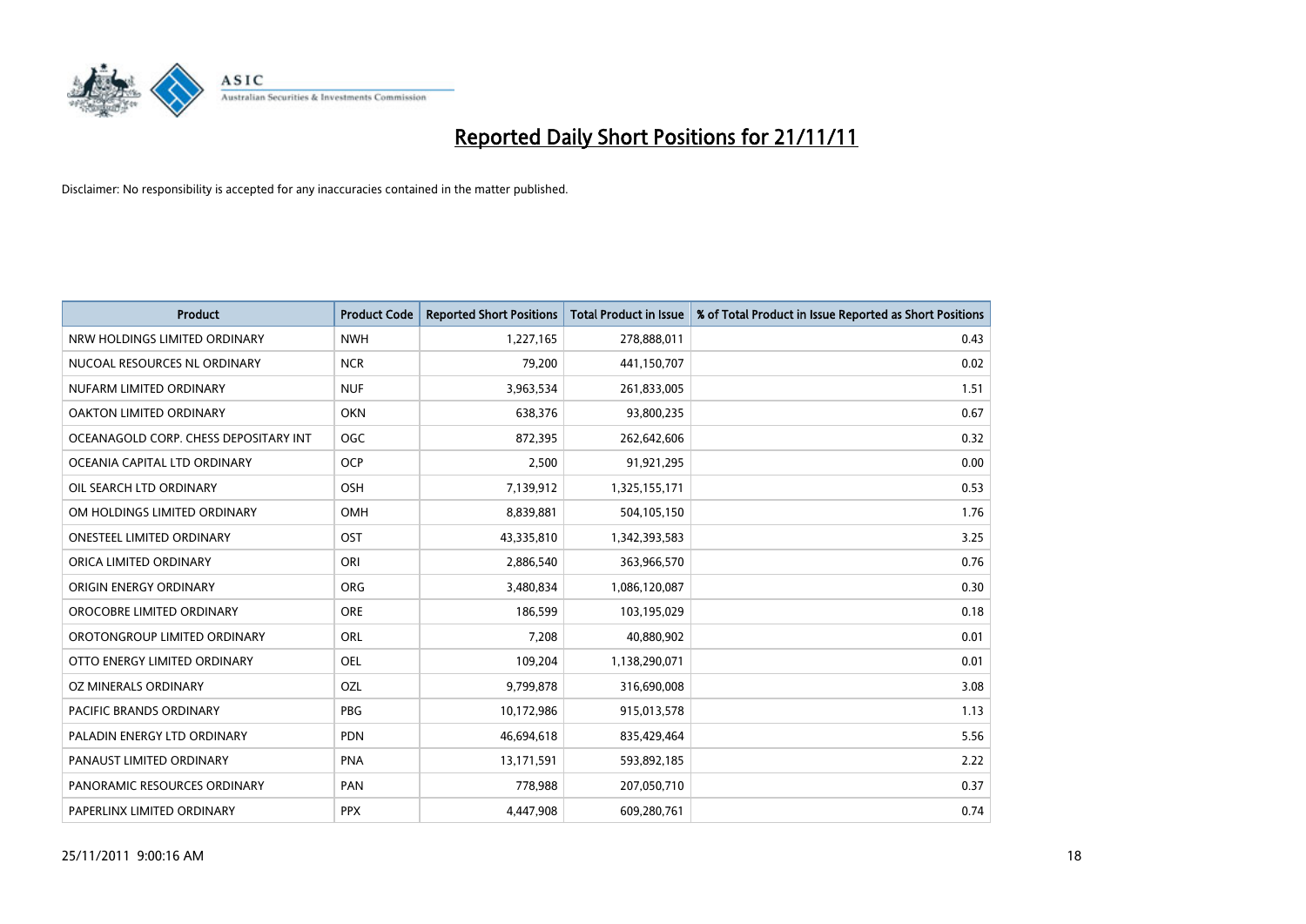# Reported Daily Short Positions for 21/11/11

Disclaimer: No responsibility is accepted for any inaccuracies contained in the matter published.

| Product | Product Code | Reported Short Positions | Total Product in Issue | % of Total Product in Issue Reported as Short Positions |
|---|---|---|---|---|
| NRW HOLDINGS LIMITED ORDINARY | NWH | 1,227,165 | 278,888,011 | 0.43 |
| NUCOAL RESOURCES NL ORDINARY | NCR | 79,200 | 441,150,707 | 0.02 |
| NUFARM LIMITED ORDINARY | NUF | 3,963,534 | 261,833,005 | 1.51 |
| OAKTON LIMITED ORDINARY | OKN | 638,376 | 93,800,235 | 0.67 |
| OCEANAGOLD CORP. CHESS DEPOSITARY INT | OGC | 872,395 | 262,642,606 | 0.32 |
| OCEANIA CAPITAL LTD ORDINARY | OCP | 2,500 | 91,921,295 | 0.00 |
| OIL SEARCH LTD ORDINARY | OSH | 7,139,912 | 1,325,155,171 | 0.53 |
| OM HOLDINGS LIMITED ORDINARY | OMH | 8,839,881 | 504,105,150 | 1.76 |
| ONESTEEL LIMITED ORDINARY | OST | 43,335,810 | 1,342,393,583 | 3.25 |
| ORICA LIMITED ORDINARY | ORI | 2,886,540 | 363,966,570 | 0.76 |
| ORIGIN ENERGY ORDINARY | ORG | 3,480,834 | 1,086,120,087 | 0.30 |
| OROCOBRE LIMITED ORDINARY | ORE | 186,599 | 103,195,029 | 0.18 |
| OROTONGROUP LIMITED ORDINARY | ORL | 7,208 | 40,880,902 | 0.01 |
| OTTO ENERGY LIMITED ORDINARY | OEL | 109,204 | 1,138,290,071 | 0.01 |
| OZ MINERALS ORDINARY | OZL | 9,799,878 | 316,690,008 | 3.08 |
| PACIFIC BRANDS ORDINARY | PBG | 10,172,986 | 915,013,578 | 1.13 |
| PALADIN ENERGY LTD ORDINARY | PDN | 46,694,618 | 835,429,464 | 5.56 |
| PANAUST LIMITED ORDINARY | PNA | 13,171,591 | 593,892,185 | 2.22 |
| PANORAMIC RESOURCES ORDINARY | PAN | 778,988 | 207,050,710 | 0.37 |
| PAPERLINX LIMITED ORDINARY | PPX | 4,447,908 | 609,280,761 | 0.74 |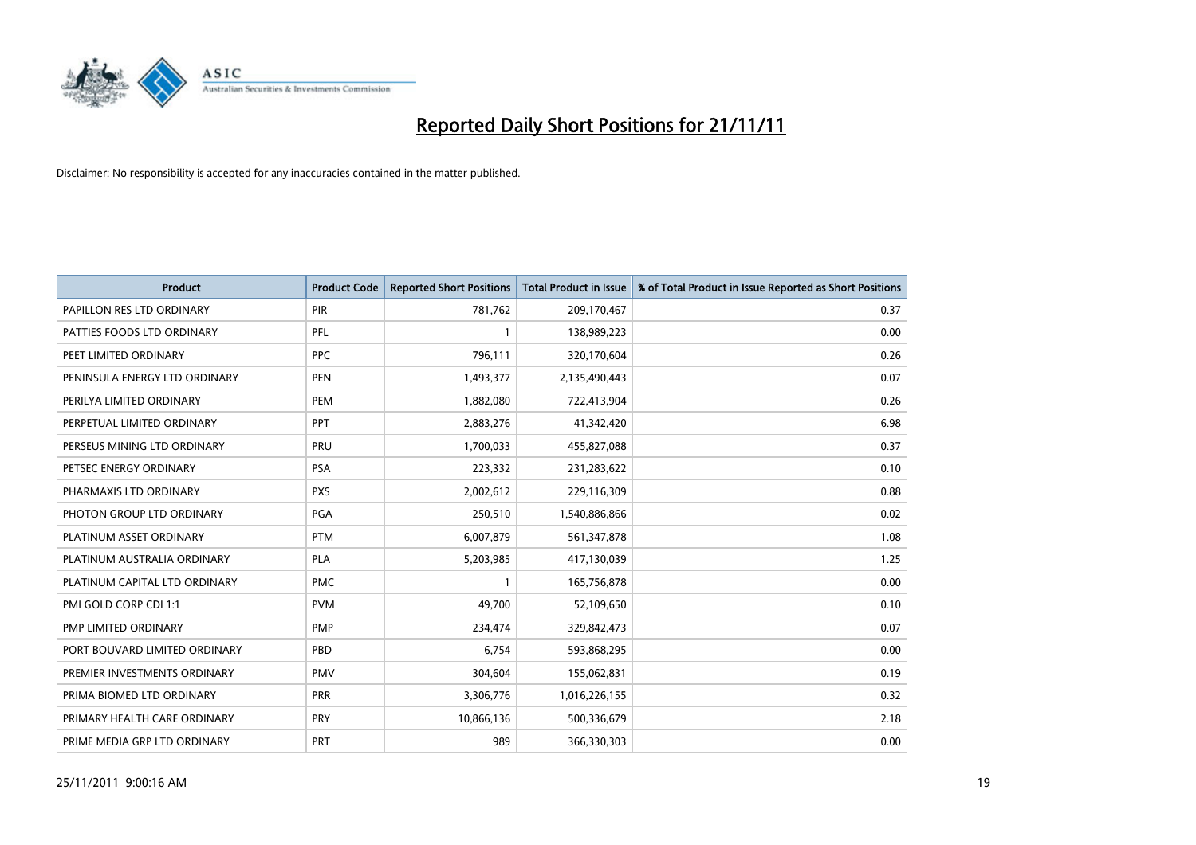# Reported Daily Short Positions for 21/11/11

Disclaimer: No responsibility is accepted for any inaccuracies contained in the matter published.

| Product | Product Code | Reported Short Positions | Total Product in Issue | % of Total Product in Issue Reported as Short Positions |
|---|---|---|---|---|
| PAPILLON RES LTD ORDINARY | PIR | 781,762 | 209,170,467 | 0.37 |
| PATTIES FOODS LTD ORDINARY | PFL | 1 | 138,989,223 | 0.00 |
| PEET LIMITED ORDINARY | PPC | 796,111 | 320,170,604 | 0.26 |
| PENINSULA ENERGY LTD ORDINARY | PEN | 1,493,377 | 2,135,490,443 | 0.07 |
| PERILYA LIMITED ORDINARY | PEM | 1,882,080 | 722,413,904 | 0.26 |
| PERPETUAL LIMITED ORDINARY | PPT | 2,883,276 | 41,342,420 | 6.98 |
| PERSEUS MINING LTD ORDINARY | PRU | 1,700,033 | 455,827,088 | 0.37 |
| PETSEC ENERGY ORDINARY | PSA | 223,332 | 231,283,622 | 0.10 |
| PHARMAXIS LTD ORDINARY | PXS | 2,002,612 | 229,116,309 | 0.88 |
| PHOTON GROUP LTD ORDINARY | PGA | 250,510 | 1,540,886,866 | 0.02 |
| PLATINUM ASSET ORDINARY | PTM | 6,007,879 | 561,347,878 | 1.08 |
| PLATINUM AUSTRALIA ORDINARY | PLA | 5,203,985 | 417,130,039 | 1.25 |
| PLATINUM CAPITAL LTD ORDINARY | PMC | 1 | 165,756,878 | 0.00 |
| PMI GOLD CORP CDI 1:1 | PVM | 49,700 | 52,109,650 | 0.10 |
| PMP LIMITED ORDINARY | PMP | 234,474 | 329,842,473 | 0.07 |
| PORT BOUVARD LIMITED ORDINARY | PBD | 6,754 | 593,868,295 | 0.00 |
| PREMIER INVESTMENTS ORDINARY | PMV | 304,604 | 155,062,831 | 0.19 |
| PRIMA BIOMED LTD ORDINARY | PRR | 3,306,776 | 1,016,226,155 | 0.32 |
| PRIMARY HEALTH CARE ORDINARY | PRY | 10,866,136 | 500,336,679 | 2.18 |
| PRIME MEDIA GRP LTD ORDINARY | PRT | 989 | 366,330,303 | 0.00 |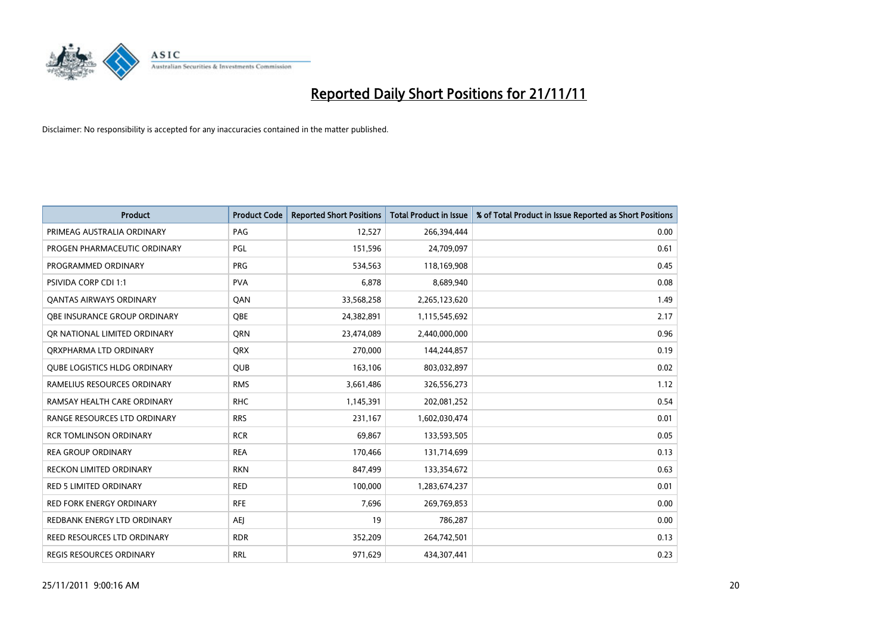# Reported Daily Short Positions for 21/11/11

Disclaimer: No responsibility is accepted for any inaccuracies contained in the matter published.

| Product | Product Code | Reported Short Positions | Total Product in Issue | % of Total Product in Issue Reported as Short Positions |
|---|---|---|---|---|
| PRIMEAG AUSTRALIA ORDINARY | PAG | 12,527 | 266,394,444 | 0.00 |
| PROGEN PHARMACEUTIC ORDINARY | PGL | 151,596 | 24,709,097 | 0.61 |
| PROGRAMMED ORDINARY | PRG | 534,563 | 118,169,908 | 0.45 |
| PSIVIDA CORP CDI 1:1 | PVA | 6,878 | 8,689,940 | 0.08 |
| QANTAS AIRWAYS ORDINARY | QAN | 33,568,258 | 2,265,123,620 | 1.49 |
| QBE INSURANCE GROUP ORDINARY | QBE | 24,382,891 | 1,115,545,692 | 2.17 |
| QR NATIONAL LIMITED ORDINARY | QRN | 23,474,089 | 2,440,000,000 | 0.96 |
| QRXPHARMA LTD ORDINARY | QRX | 270,000 | 144,244,857 | 0.19 |
| QUBE LOGISTICS HLDG ORDINARY | QUB | 163,106 | 803,032,897 | 0.02 |
| RAMELIUS RESOURCES ORDINARY | RMS | 3,661,486 | 326,556,273 | 1.12 |
| RAMSAY HEALTH CARE ORDINARY | RHC | 1,145,391 | 202,081,252 | 0.54 |
| RANGE RESOURCES LTD ORDINARY | RRS | 231,167 | 1,602,030,474 | 0.01 |
| RCR TOMLINSON ORDINARY | RCR | 69,867 | 133,593,505 | 0.05 |
| REA GROUP ORDINARY | REA | 170,466 | 131,714,699 | 0.13 |
| RECKON LIMITED ORDINARY | RKN | 847,499 | 133,354,672 | 0.63 |
| RED 5 LIMITED ORDINARY | RED | 100,000 | 1,283,674,237 | 0.01 |
| RED FORK ENERGY ORDINARY | RFE | 7,696 | 269,769,853 | 0.00 |
| REDBANK ENERGY LTD ORDINARY | AEJ | 19 | 786,287 | 0.00 |
| REED RESOURCES LTD ORDINARY | RDR | 352,209 | 264,742,501 | 0.13 |
| REGIS RESOURCES ORDINARY | RRL | 971,629 | 434,307,441 | 0.23 |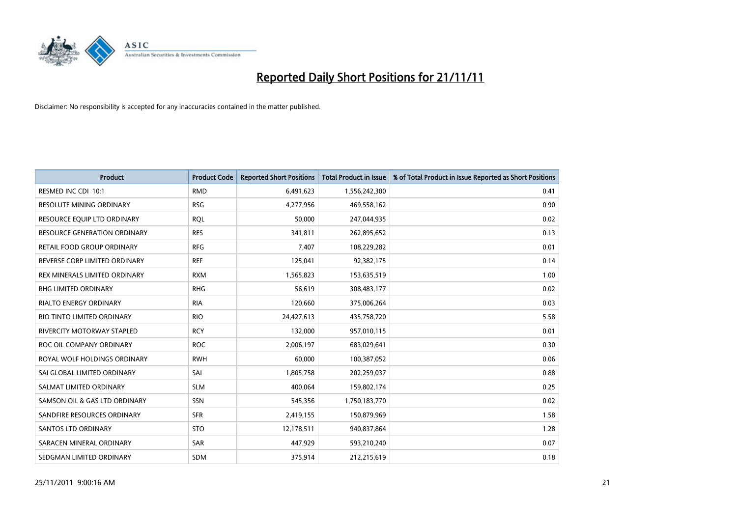# Reported Daily Short Positions for 21/11/11

Disclaimer: No responsibility is accepted for any inaccuracies contained in the matter published.

| Product | Product Code | Reported Short Positions | Total Product in Issue | % of Total Product in Issue Reported as Short Positions |
|---|---|---|---|---|
| RESMED INC CDI 10:1 | RMD | 6,491,623 | 1,556,242,300 | 0.41 |
| RESOLUTE MINING ORDINARY | RSG | 4,277,956 | 469,558,162 | 0.90 |
| RESOURCE EQUIP LTD ORDINARY | RQL | 50,000 | 247,044,935 | 0.02 |
| RESOURCE GENERATION ORDINARY | RES | 341,811 | 262,895,652 | 0.13 |
| RETAIL FOOD GROUP ORDINARY | RFG | 7,407 | 108,229,282 | 0.01 |
| REVERSE CORP LIMITED ORDINARY | REF | 125,041 | 92,382,175 | 0.14 |
| REX MINERALS LIMITED ORDINARY | RXM | 1,565,823 | 153,635,519 | 1.00 |
| RHG LIMITED ORDINARY | RHG | 56,619 | 308,483,177 | 0.02 |
| RIALTO ENERGY ORDINARY | RIA | 120,660 | 375,006,264 | 0.03 |
| RIO TINTO LIMITED ORDINARY | RIO | 24,427,613 | 435,758,720 | 5.58 |
| RIVERCITY MOTORWAY STAPLED | RCY | 132,000 | 957,010,115 | 0.01 |
| ROC OIL COMPANY ORDINARY | ROC | 2,006,197 | 683,029,641 | 0.30 |
| ROYAL WOLF HOLDINGS ORDINARY | RWH | 60,000 | 100,387,052 | 0.06 |
| SAI GLOBAL LIMITED ORDINARY | SAI | 1,805,758 | 202,259,037 | 0.88 |
| SALMAT LIMITED ORDINARY | SLM | 400,064 | 159,802,174 | 0.25 |
| SAMSON OIL & GAS LTD ORDINARY | SSN | 545,356 | 1,750,183,770 | 0.02 |
| SANDFIRE RESOURCES ORDINARY | SFR | 2,419,155 | 150,879,969 | 1.58 |
| SANTOS LTD ORDINARY | STO | 12,178,511 | 940,837,864 | 1.28 |
| SARACEN MINERAL ORDINARY | SAR | 447,929 | 593,210,240 | 0.07 |
| SEDGMAN LIMITED ORDINARY | SDM | 375,914 | 212,215,619 | 0.18 |

25/11/2011 9:00:16 AM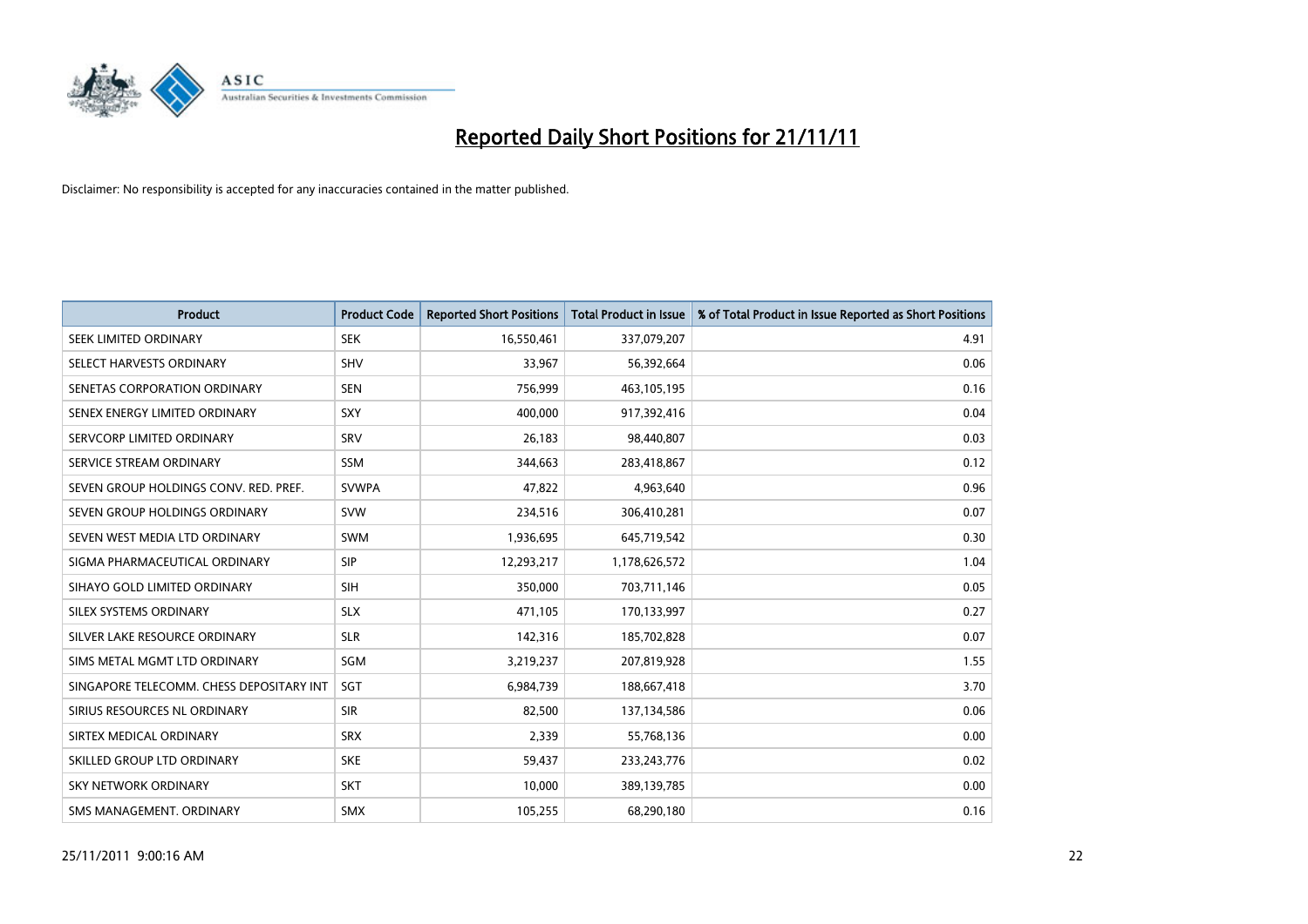# Reported Daily Short Positions for 21/11/11

Disclaimer: No responsibility is accepted for any inaccuracies contained in the matter published.

| Product | Product Code | Reported Short Positions | Total Product in Issue | % of Total Product in Issue Reported as Short Positions |
|---|---|---|---|---|
| SEEK LIMITED ORDINARY | SEK | 16,550,461 | 337,079,207 | 4.91 |
| SELECT HARVESTS ORDINARY | SHV | 33,967 | 56,392,664 | 0.06 |
| SENETAS CORPORATION ORDINARY | SEN | 756,999 | 463,105,195 | 0.16 |
| SENEX ENERGY LIMITED ORDINARY | SXY | 400,000 | 917,392,416 | 0.04 |
| SERVCORP LIMITED ORDINARY | SRV | 26,183 | 98,440,807 | 0.03 |
| SERVICE STREAM ORDINARY | SSM | 344,663 | 283,418,867 | 0.12 |
| SEVEN GROUP HOLDINGS CONV. RED. PREF. | SVWPA | 47,822 | 4,963,640 | 0.96 |
| SEVEN GROUP HOLDINGS ORDINARY | SVW | 234,516 | 306,410,281 | 0.07 |
| SEVEN WEST MEDIA LTD ORDINARY | SWM | 1,936,695 | 645,719,542 | 0.30 |
| SIGMA PHARMACEUTICAL ORDINARY | SIP | 12,293,217 | 1,178,626,572 | 1.04 |
| SIHAYO GOLD LIMITED ORDINARY | SIH | 350,000 | 703,711,146 | 0.05 |
| SILEX SYSTEMS ORDINARY | SLX | 471,105 | 170,133,997 | 0.27 |
| SILVER LAKE RESOURCE ORDINARY | SLR | 142,316 | 185,702,828 | 0.07 |
| SIMS METAL MGMT LTD ORDINARY | SGM | 3,219,237 | 207,819,928 | 1.55 |
| SINGAPORE TELECOMM. CHESS DEPOSITARY INT | SGT | 6,984,739 | 188,667,418 | 3.70 |
| SIRIUS RESOURCES NL ORDINARY | SIR | 82,500 | 137,134,586 | 0.06 |
| SIRTEX MEDICAL ORDINARY | SRX | 2,339 | 55,768,136 | 0.00 |
| SKILLED GROUP LTD ORDINARY | SKE | 59,437 | 233,243,776 | 0.02 |
| SKY NETWORK ORDINARY | SKT | 10,000 | 389,139,785 | 0.00 |
| SMS MANAGEMENT. ORDINARY | SMX | 105,255 | 68,290,180 | 0.16 |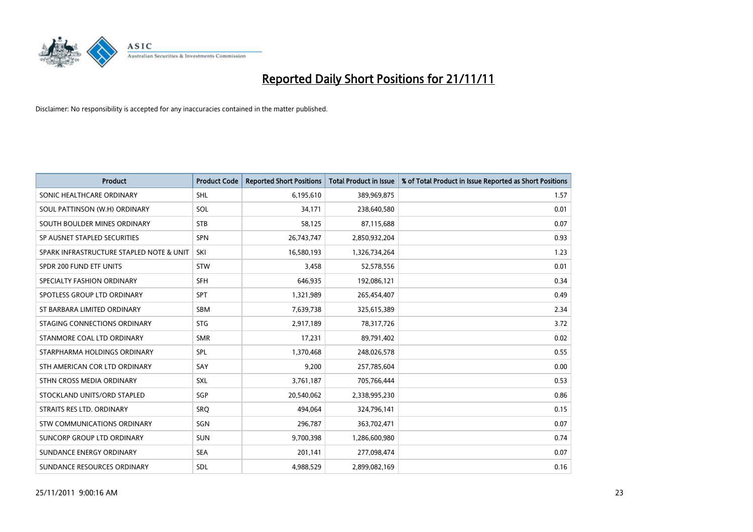# Reported Daily Short Positions for 21/11/11

Disclaimer: No responsibility is accepted for any inaccuracies contained in the matter published.

| Product | Product Code | Reported Short Positions | Total Product in Issue | % of Total Product in Issue Reported as Short Positions |
|---|---|---|---|---|
| SONIC HEALTHCARE ORDINARY | SHL | 6,195,610 | 389,969,875 | 1.57 |
| SOUL PATTINSON (W.H) ORDINARY | SOL | 34,171 | 238,640,580 | 0.01 |
| SOUTH BOULDER MINES ORDINARY | STB | 58,125 | 87,115,688 | 0.07 |
| SP AUSNET STAPLED SECURITIES | SPN | 26,743,747 | 2,850,932,204 | 0.93 |
| SPARK INFRASTRUCTURE STAPLED NOTE & UNIT | SKI | 16,580,193 | 1,326,734,264 | 1.23 |
| SPDR 200 FUND ETF UNITS | STW | 3,458 | 52,578,556 | 0.01 |
| SPECIALTY FASHION ORDINARY | SFH | 646,935 | 192,086,121 | 0.34 |
| SPOTLESS GROUP LTD ORDINARY | SPT | 1,321,989 | 265,454,407 | 0.49 |
| ST BARBARA LIMITED ORDINARY | SBM | 7,639,738 | 325,615,389 | 2.34 |
| STAGING CONNECTIONS ORDINARY | STG | 2,917,189 | 78,317,726 | 3.72 |
| STANMORE COAL LTD ORDINARY | SMR | 17,231 | 89,791,402 | 0.02 |
| STARPHARMA HOLDINGS ORDINARY | SPL | 1,370,468 | 248,026,578 | 0.55 |
| STH AMERICAN COR LTD ORDINARY | SAY | 9,200 | 257,785,604 | 0.00 |
| STHN CROSS MEDIA ORDINARY | SXL | 3,761,187 | 705,766,444 | 0.53 |
| STOCKLAND UNITS/ORD STAPLED | SGP | 20,540,062 | 2,338,995,230 | 0.86 |
| STRAITS RES LTD. ORDINARY | SRQ | 494,064 | 324,796,141 | 0.15 |
| STW COMMUNICATIONS ORDINARY | SGN | 296,787 | 363,702,471 | 0.07 |
| SUNCORP GROUP LTD ORDINARY | SUN | 9,700,398 | 1,286,600,980 | 0.74 |
| SUNDANCE ENERGY ORDINARY | SEA | 201,141 | 277,098,474 | 0.07 |
| SUNDANCE RESOURCES ORDINARY | SDL | 4,988,529 | 2,899,082,169 | 0.16 |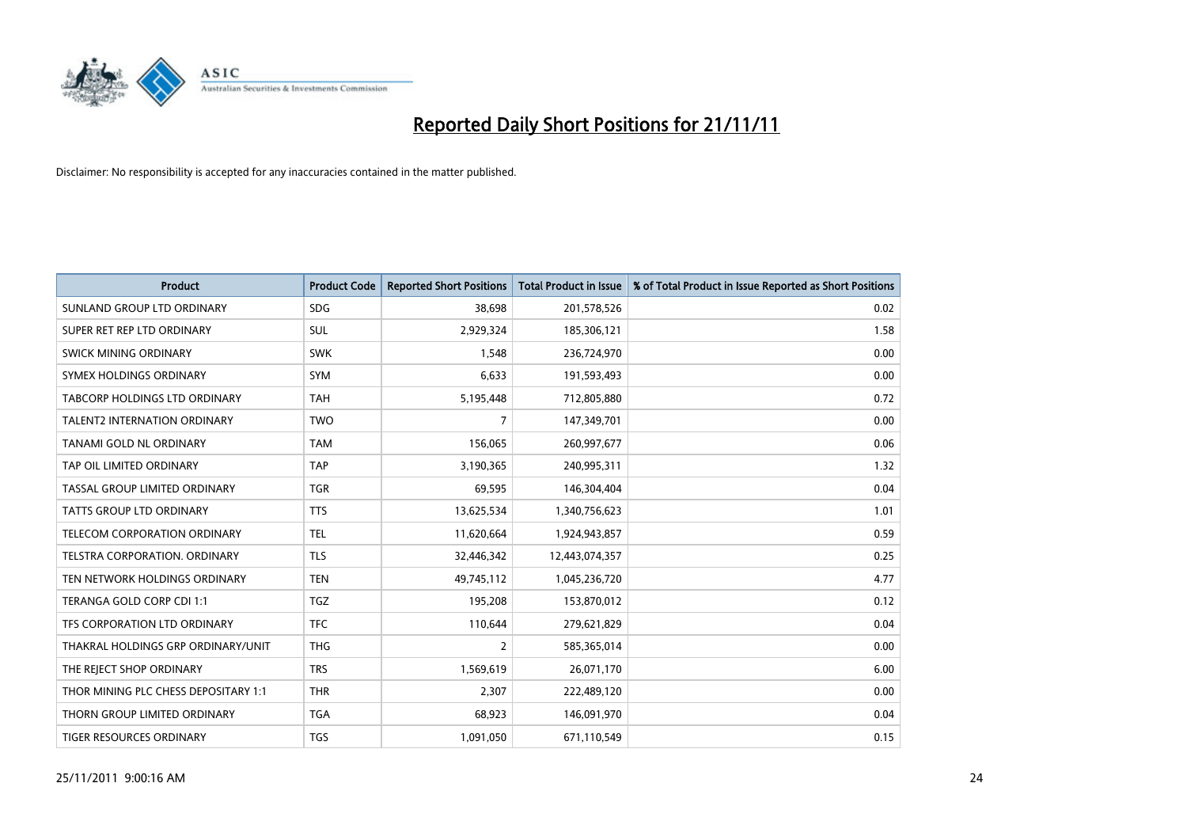# Reported Daily Short Positions for 21/11/11

Disclaimer: No responsibility is accepted for any inaccuracies contained in the matter published.

| Product | Product Code | Reported Short Positions | Total Product in Issue | % of Total Product in Issue Reported as Short Positions |
|---|---|---|---|---|
| SUNLAND GROUP LTD ORDINARY | SDG | 38,698 | 201,578,526 | 0.02 |
| SUPER RET REP LTD ORDINARY | SUL | 2,929,324 | 185,306,121 | 1.58 |
| SWICK MINING ORDINARY | SWK | 1,548 | 236,724,970 | 0.00 |
| SYMEX HOLDINGS ORDINARY | SYM | 6,633 | 191,593,493 | 0.00 |
| TABCORP HOLDINGS LTD ORDINARY | TAH | 5,195,448 | 712,805,880 | 0.72 |
| TALENT2 INTERNATION ORDINARY | TWO | 7 | 147,349,701 | 0.00 |
| TANAMI GOLD NL ORDINARY | TAM | 156,065 | 260,997,677 | 0.06 |
| TAP OIL LIMITED ORDINARY | TAP | 3,190,365 | 240,995,311 | 1.32 |
| TASSAL GROUP LIMITED ORDINARY | TGR | 69,595 | 146,304,404 | 0.04 |
| TATTS GROUP LTD ORDINARY | TTS | 13,625,534 | 1,340,756,623 | 1.01 |
| TELECOM CORPORATION ORDINARY | TEL | 11,620,664 | 1,924,943,857 | 0.59 |
| TELSTRA CORPORATION. ORDINARY | TLS | 32,446,342 | 12,443,074,357 | 0.25 |
| TEN NETWORK HOLDINGS ORDINARY | TEN | 49,745,112 | 1,045,236,720 | 4.77 |
| TERANGA GOLD CORP CDI 1:1 | TGZ | 195,208 | 153,870,012 | 0.12 |
| TFS CORPORATION LTD ORDINARY | TFC | 110,644 | 279,621,829 | 0.04 |
| THAKRAL HOLDINGS GRP ORDINARY/UNIT | THG | 2 | 585,365,014 | 0.00 |
| THE REJECT SHOP ORDINARY | TRS | 1,569,619 | 26,071,170 | 6.00 |
| THOR MINING PLC CHESS DEPOSITARY 1:1 | THR | 2,307 | 222,489,120 | 0.00 |
| THORN GROUP LIMITED ORDINARY | TGA | 68,923 | 146,091,970 | 0.04 |
| TIGER RESOURCES ORDINARY | TGS | 1,091,050 | 671,110,549 | 0.15 |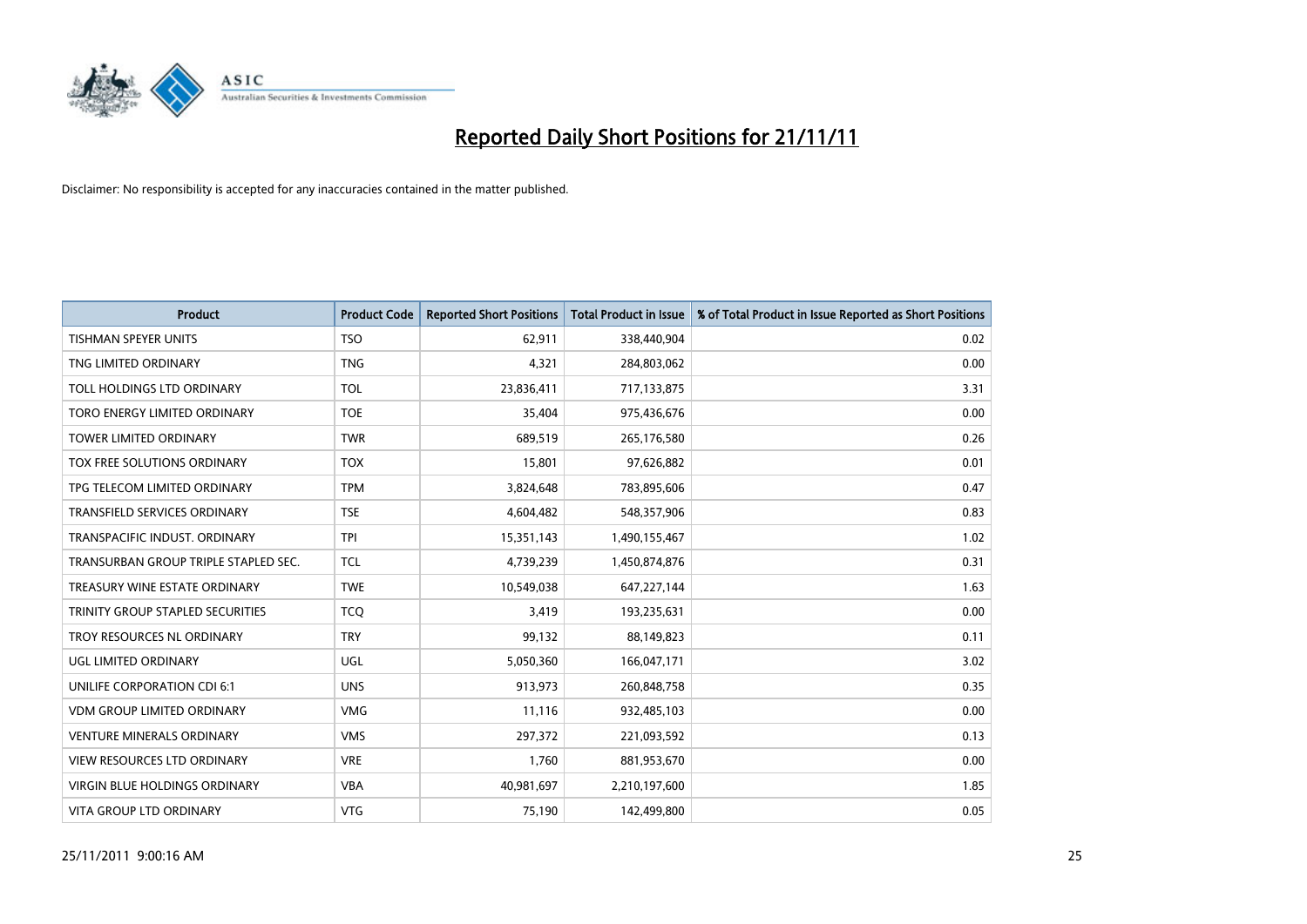# Reported Daily Short Positions for 21/11/11

Disclaimer: No responsibility is accepted for any inaccuracies contained in the matter published.

| Product | Product Code | Reported Short Positions | Total Product in Issue | % of Total Product in Issue Reported as Short Positions |
|---|---|---|---|---|
| TISHMAN SPEYER UNITS | TSO | 62,911 | 338,440,904 | 0.02 |
| TNG LIMITED ORDINARY | TNG | 4,321 | 284,803,062 | 0.00 |
| TOLL HOLDINGS LTD ORDINARY | TOL | 23,836,411 | 717,133,875 | 3.31 |
| TORO ENERGY LIMITED ORDINARY | TOE | 35,404 | 975,436,676 | 0.00 |
| TOWER LIMITED ORDINARY | TWR | 689,519 | 265,176,580 | 0.26 |
| TOX FREE SOLUTIONS ORDINARY | TOX | 15,801 | 97,626,882 | 0.01 |
| TPG TELECOM LIMITED ORDINARY | TPM | 3,824,648 | 783,895,606 | 0.47 |
| TRANSFIELD SERVICES ORDINARY | TSE | 4,604,482 | 548,357,906 | 0.83 |
| TRANSPACIFIC INDUST. ORDINARY | TPI | 15,351,143 | 1,490,155,467 | 1.02 |
| TRANSURBAN GROUP TRIPLE STAPLED SEC. | TCL | 4,739,239 | 1,450,874,876 | 0.31 |
| TREASURY WINE ESTATE ORDINARY | TWE | 10,549,038 | 647,227,144 | 1.63 |
| TRINITY GROUP STAPLED SECURITIES | TCQ | 3,419 | 193,235,631 | 0.00 |
| TROY RESOURCES NL ORDINARY | TRY | 99,132 | 88,149,823 | 0.11 |
| UGL LIMITED ORDINARY | UGL | 5,050,360 | 166,047,171 | 3.02 |
| UNILIFE CORPORATION CDI 6:1 | UNS | 913,973 | 260,848,758 | 0.35 |
| VDM GROUP LIMITED ORDINARY | VMG | 11,116 | 932,485,103 | 0.00 |
| VENTURE MINERALS ORDINARY | VMS | 297,372 | 221,093,592 | 0.13 |
| VIEW RESOURCES LTD ORDINARY | VRE | 1,760 | 881,953,670 | 0.00 |
| VIRGIN BLUE HOLDINGS ORDINARY | VBA | 40,981,697 | 2,210,197,600 | 1.85 |
| VITA GROUP LTD ORDINARY | VTG | 75,190 | 142,499,800 | 0.05 |

25/11/2011 9:00:16 AM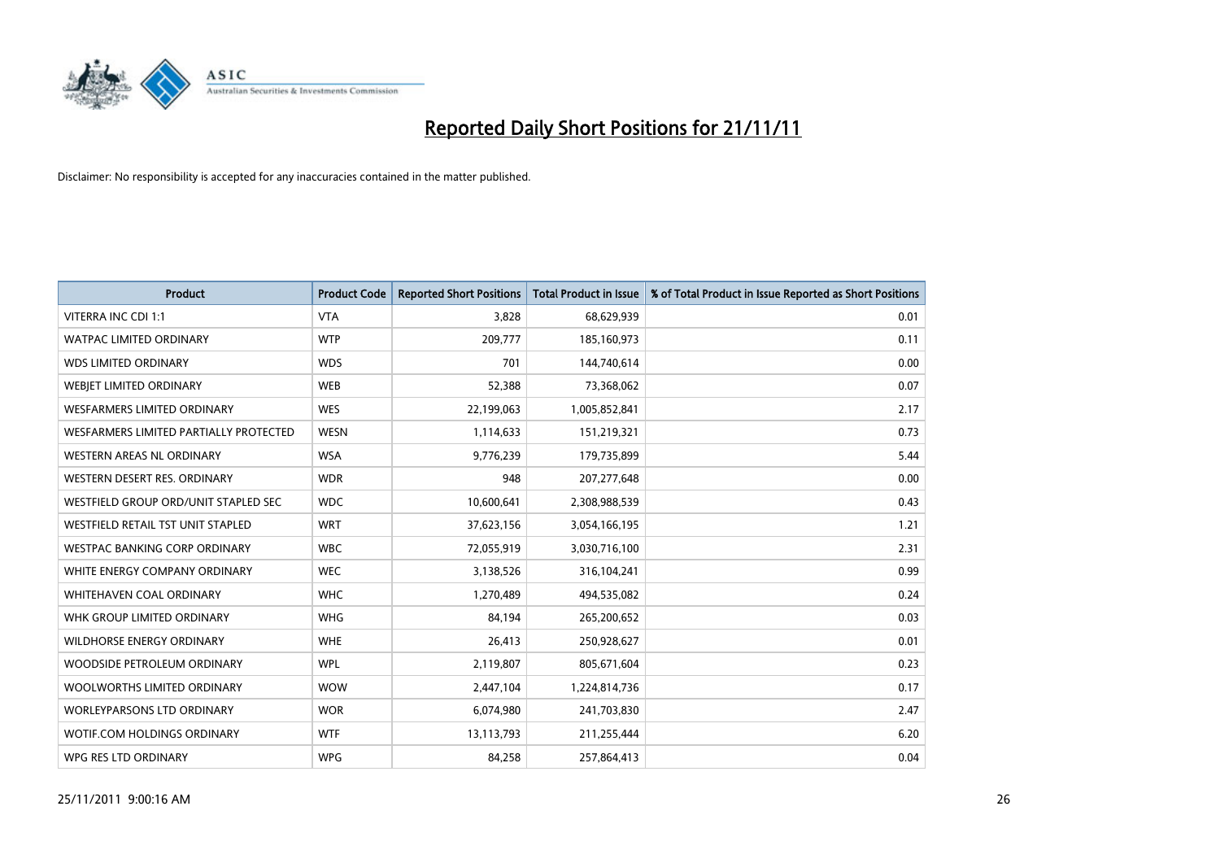# Reported Daily Short Positions for 21/11/11

Disclaimer: No responsibility is accepted for any inaccuracies contained in the matter published.

| Product | Product Code | Reported Short Positions | Total Product in Issue | % of Total Product in Issue Reported as Short Positions |
|---|---|---|---|---|
| VITERRA INC CDI 1:1 | VTA | 3,828 | 68,629,939 | 0.01 |
| WATPAC LIMITED ORDINARY | WTP | 209,777 | 185,160,973 | 0.11 |
| WDS LIMITED ORDINARY | WDS | 701 | 144,740,614 | 0.00 |
| WEBJET LIMITED ORDINARY | WEB | 52,388 | 73,368,062 | 0.07 |
| WESFARMERS LIMITED ORDINARY | WES | 22,199,063 | 1,005,852,841 | 2.17 |
| WESFARMERS LIMITED PARTIALLY PROTECTED | WESN | 1,114,633 | 151,219,321 | 0.73 |
| WESTERN AREAS NL ORDINARY | WSA | 9,776,239 | 179,735,899 | 5.44 |
| WESTERN DESERT RES. ORDINARY | WDR | 948 | 207,277,648 | 0.00 |
| WESTFIELD GROUP ORD/UNIT STAPLED SEC | WDC | 10,600,641 | 2,308,988,539 | 0.43 |
| WESTFIELD RETAIL TST UNIT STAPLED | WRT | 37,623,156 | 3,054,166,195 | 1.21 |
| WESTPAC BANKING CORP ORDINARY | WBC | 72,055,919 | 3,030,716,100 | 2.31 |
| WHITE ENERGY COMPANY ORDINARY | WEC | 3,138,526 | 316,104,241 | 0.99 |
| WHITEHAVEN COAL ORDINARY | WHC | 1,270,489 | 494,535,082 | 0.24 |
| WHK GROUP LIMITED ORDINARY | WHG | 84,194 | 265,200,652 | 0.03 |
| WILDHORSE ENERGY ORDINARY | WHE | 26,413 | 250,928,627 | 0.01 |
| WOODSIDE PETROLEUM ORDINARY | WPL | 2,119,807 | 805,671,604 | 0.23 |
| WOOLWORTHS LIMITED ORDINARY | WOW | 2,447,104 | 1,224,814,736 | 0.17 |
| WORLEYPARSONS LTD ORDINARY | WOR | 6,074,980 | 241,703,830 | 2.47 |
| WOTIF.COM HOLDINGS ORDINARY | WTF | 13,113,793 | 211,255,444 | 6.20 |
| WPG RES LTD ORDINARY | WPG | 84,258 | 257,864,413 | 0.04 |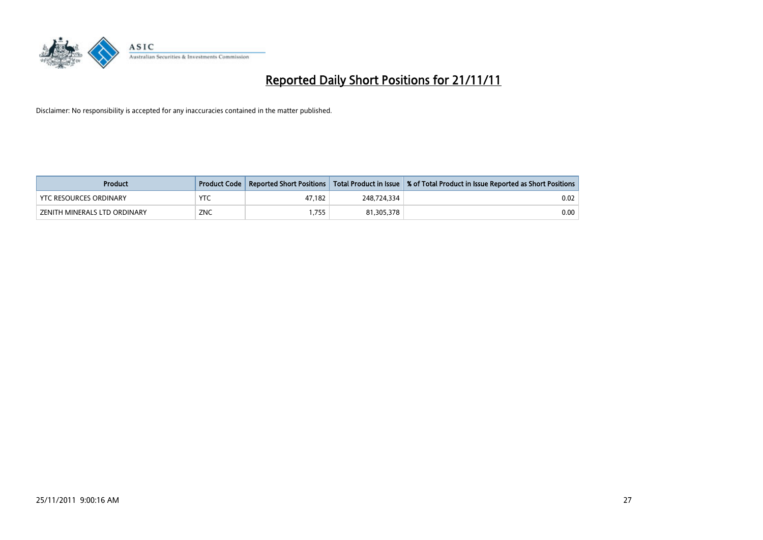# Reported Daily Short Positions for 21/11/11

Disclaimer: No responsibility is accepted for any inaccuracies contained in the matter published.

| Product | Product Code | Reported Short Positions | Total Product in Issue | % of Total Product in Issue Reported as Short Positions |
|---|---|---|---|---|
| YTC RESOURCES ORDINARY | YTC | 47,182 | 248,724,334 | 0.02 |
| ZENITH MINERALS LTD ORDINARY | ZNC | 1,755 | 81,305,378 | 0.00 |

25/11/2011 9:00:16 AM